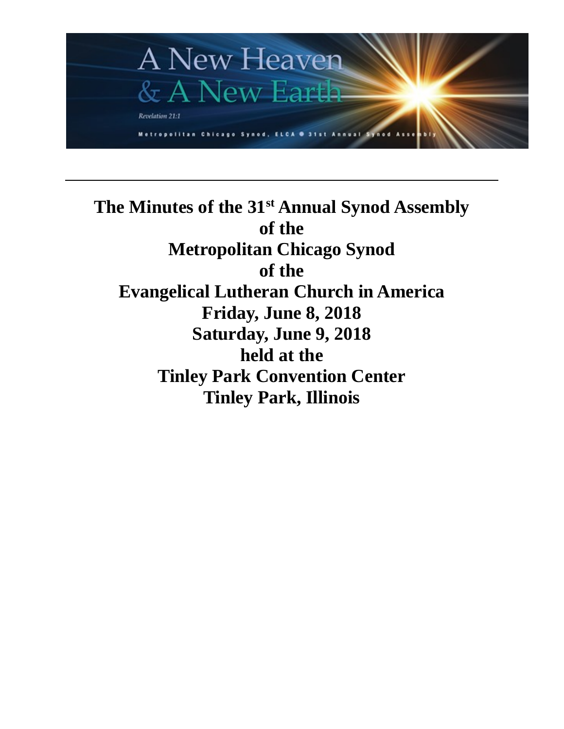A New Heaven
& A New Earth

*Revelation 21:1*

Metropolitan Chicago Synod, ELCA ● 31st Annual Synod Assembly

---

# The Minutes of the 31st Annual Synod Assembly of the Metropolitan Chicago Synod of the Evangelical Lutheran Church in America

**Friday, June 8, 2018**

**Saturday, June 9, 2018**

**held at the**

**Tinley Park Convention Center**

**Tinley Park, Illinois**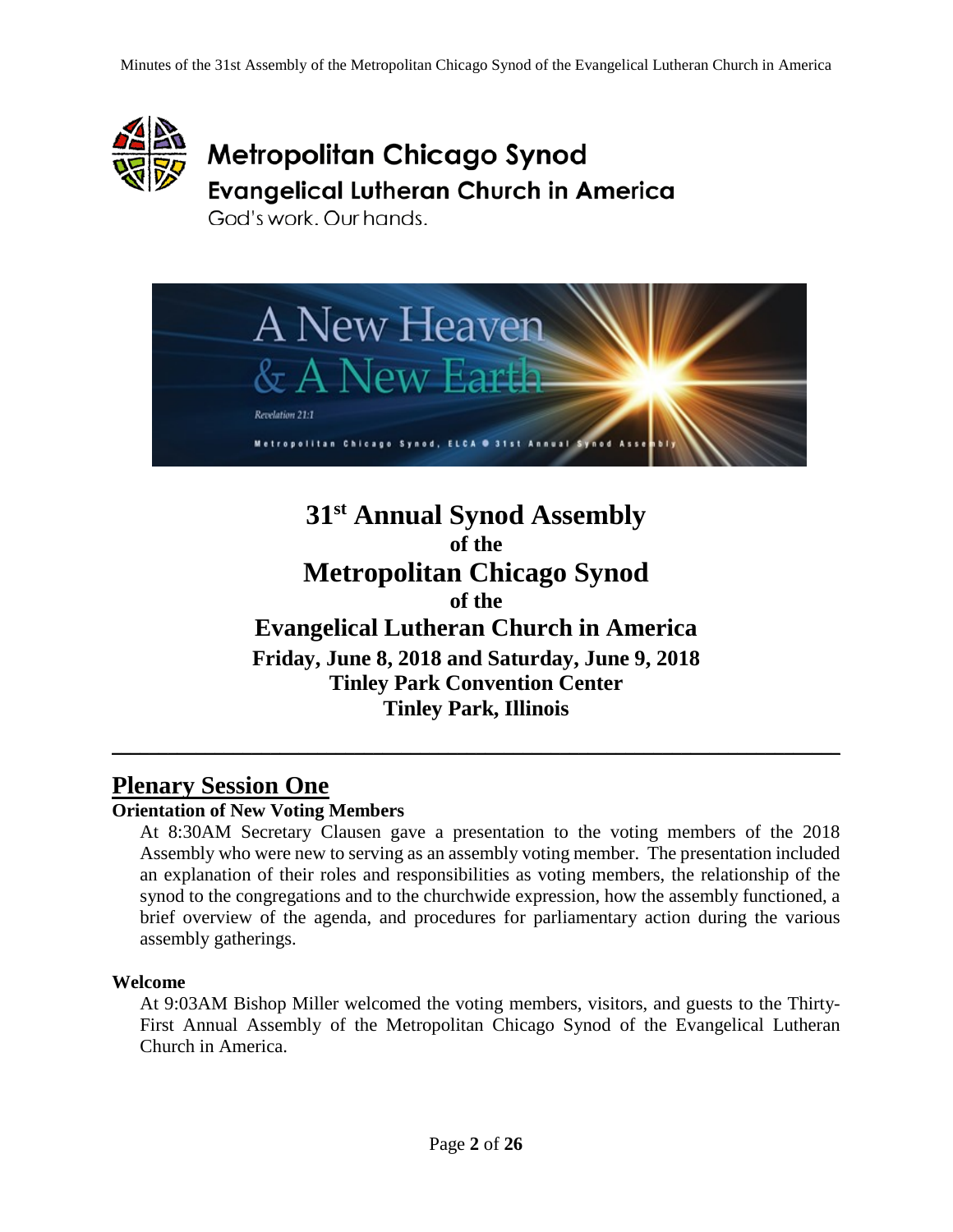Metropolitan Chicago Synod

Evangelical Lutheran Church in America

God's work. Our hands.

A New Heaven & A New Earth

*Revelation 21:1*

Metropolitan Chicago Synod, ELCA ● 31st Annual Synod Assembly

# 31st Annual Synod Assembly
## of the
# Metropolitan Chicago Synod
## of the
# Evangelical Lutheran Church in America

**Friday, June 8, 2018 and Saturday, June 9, 2018**
**Tinley Park Convention Center**
**Tinley Park, Illinois**

---

## Plenary Session One

### Orientation of New Voting Members

At 8:30AM Secretary Clausen gave a presentation to the voting members of the 2018 Assembly who were new to serving as an assembly voting member. The presentation included an explanation of their roles and responsibilities as voting members, the relationship of the synod to the congregations and to the churchwide expression, how the assembly functioned, a brief overview of the agenda, and procedures for parliamentary action during the various assembly gatherings.

### Welcome

At 9:03AM Bishop Miller welcomed the voting members, visitors, and guests to the Thirty-First Annual Assembly of the Metropolitan Chicago Synod of the Evangelical Lutheran Church in America.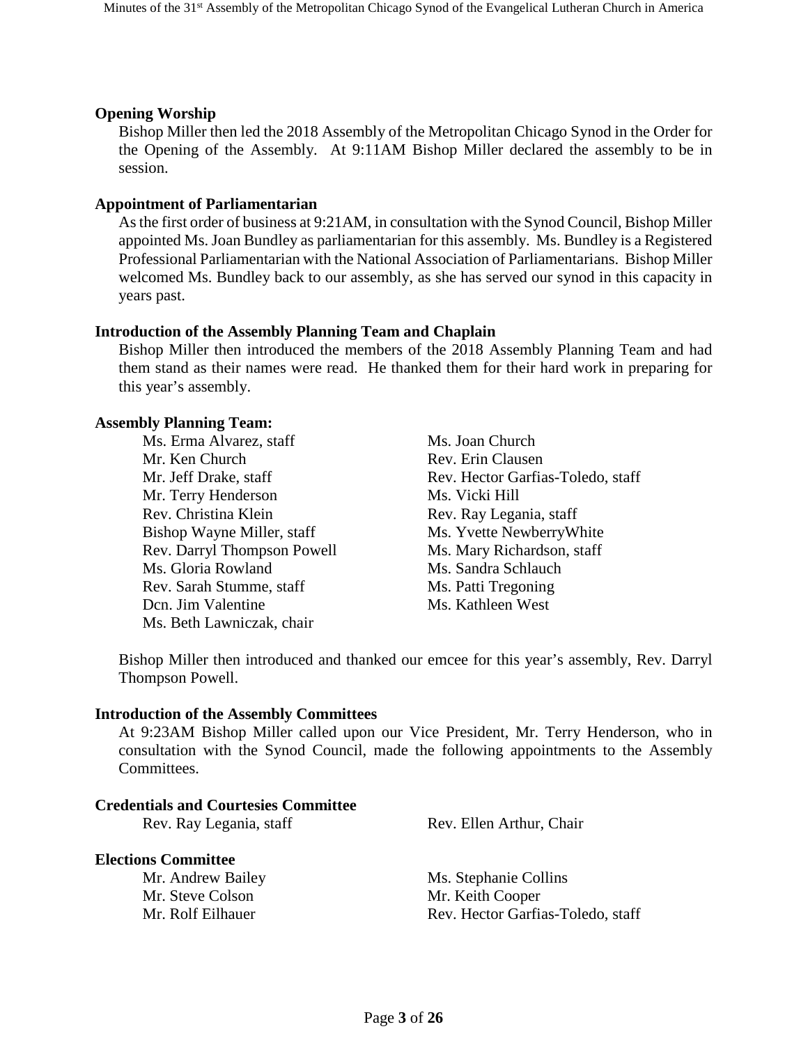### Opening Worship

Bishop Miller then led the 2018 Assembly of the Metropolitan Chicago Synod in the Order for the Opening of the Assembly. At 9:11AM Bishop Miller declared the assembly to be in session.

### Appointment of Parliamentarian

As the first order of business at 9:21AM, in consultation with the Synod Council, Bishop Miller appointed Ms. Joan Bundley as parliamentarian for this assembly. Ms. Bundley is a Registered Professional Parliamentarian with the National Association of Parliamentarians. Bishop Miller welcomed Ms. Bundley back to our assembly, as she has served our synod in this capacity in years past.

### Introduction of the Assembly Planning Team and Chaplain

Bishop Miller then introduced the members of the 2018 Assembly Planning Team and had them stand as their names were read. He thanked them for their hard work in preparing for this year's assembly.

### Assembly Planning Team:

- Ms. Erma Alvarez, staff
- Ms. Joan Church
- Mr. Ken Church
- Rev. Erin Clausen
- Mr. Jeff Drake, staff
- Rev. Hector Garfias-Toledo, staff
- Mr. Terry Henderson
- Ms. Vicki Hill
- Rev. Christina Klein
- Rev. Ray Legania, staff
- Bishop Wayne Miller, staff
- Ms. Yvette NewberryWhite
- Rev. Darryl Thompson Powell
- Ms. Mary Richardson, staff
- Ms. Gloria Rowland
- Ms. Sandra Schlauch
- Rev. Sarah Stumme, staff
- Ms. Patti Tregoning
- Dcn. Jim Valentine
- Ms. Kathleen West
- Ms. Beth Lawniczak, chair

Bishop Miller then introduced and thanked our emcee for this year's assembly, Rev. Darryl Thompson Powell.

### Introduction of the Assembly Committees

At 9:23AM Bishop Miller called upon our Vice President, Mr. Terry Henderson, who in consultation with the Synod Council, made the following appointments to the Assembly Committees.

### Credentials and Courtesies Committee

- Rev. Ray Legania, staff
- Rev. Ellen Arthur, Chair

### Elections Committee

- Mr. Andrew Bailey
- Ms. Stephanie Collins
- Mr. Steve Colson
- Mr. Keith Cooper
- Mr. Rolf Eilhauer
- Rev. Hector Garfias-Toledo, staff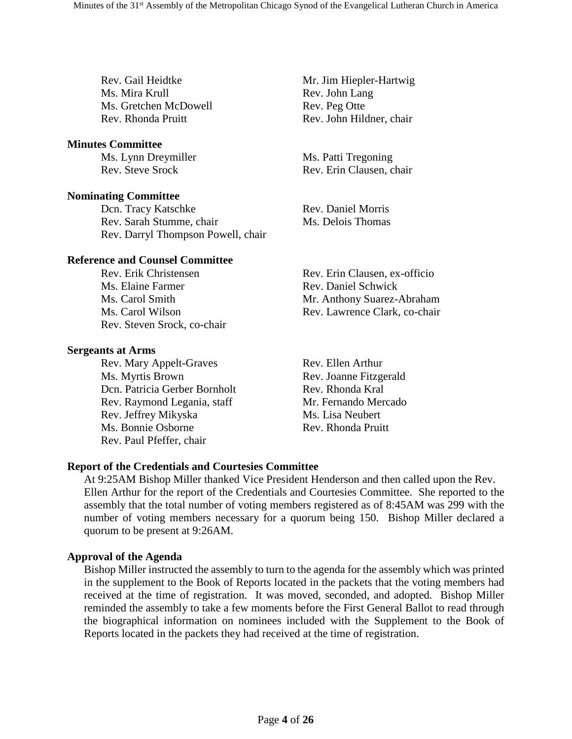Rev. Gail Heidtke
Mr. Jim Hiepler-Hartwig
Ms. Mira Krull
Rev. John Lang
Ms. Gretchen McDowell
Rev. Peg Otte
Rev. Rhonda Pruitt
Rev. John Hildner, chair

**Minutes Committee**

Ms. Lynn Dreymiller
Ms. Patti Tregoning
Rev. Steve Srock
Rev. Erin Clausen, chair

**Nominating Committee**

Dcn. Tracy Katschke
Rev. Daniel Morris
Rev. Sarah Stumme, chair
Ms. Delois Thomas
Rev. Darryl Thompson Powell, chair

**Reference and Counsel Committee**

Rev. Erik Christensen
Rev. Erin Clausen, ex-officio
Ms. Elaine Farmer
Rev. Daniel Schwick
Ms. Carol Smith
Mr. Anthony Suarez-Abraham
Ms. Carol Wilson
Rev. Lawrence Clark, co-chair
Rev. Steven Srock, co-chair

**Sergeants at Arms**

Rev. Mary Appelt-Graves
Rev. Ellen Arthur
Ms. Myrtis Brown
Rev. Joanne Fitzgerald
Dcn. Patricia Gerber Bornholt
Rev. Rhonda Kral
Rev. Raymond Legania, staff
Mr. Fernando Mercado
Rev. Jeffrey Mikyska
Ms. Lisa Neubert
Ms. Bonnie Osborne
Rev. Rhonda Pruitt
Rev. Paul Pfeffer, chair

**Report of the Credentials and Courtesies Committee**

At 9:25AM Bishop Miller thanked Vice President Henderson and then called upon the Rev. Ellen Arthur for the report of the Credentials and Courtesies Committee. She reported to the assembly that the total number of voting members registered as of 8:45AM was 299 with the number of voting members necessary for a quorum being 150. Bishop Miller declared a quorum to be present at 9:26AM.

**Approval of the Agenda**

Bishop Miller instructed the assembly to turn to the agenda for the assembly which was printed in the supplement to the Book of Reports located in the packets that the voting members had received at the time of registration. It was moved, seconded, and adopted. Bishop Miller reminded the assembly to take a few moments before the First General Ballot to read through the biographical information on nominees included with the Supplement to the Book of Reports located in the packets they had received at the time of registration.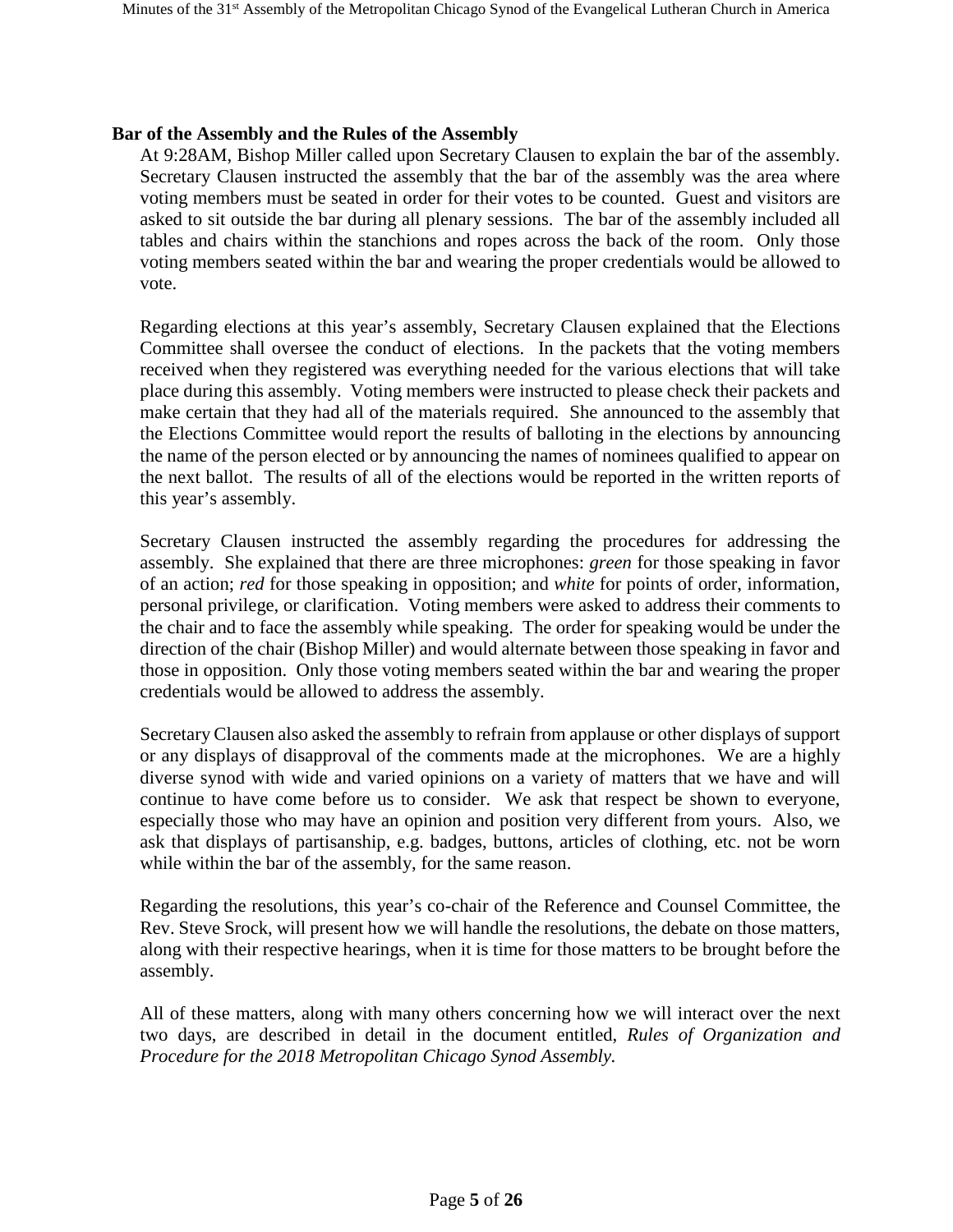**Bar of the Assembly and the Rules of the Assembly**

At 9:28AM, Bishop Miller called upon Secretary Clausen to explain the bar of the assembly. Secretary Clausen instructed the assembly that the bar of the assembly was the area where voting members must be seated in order for their votes to be counted. Guest and visitors are asked to sit outside the bar during all plenary sessions. The bar of the assembly included all tables and chairs within the stanchions and ropes across the back of the room. Only those voting members seated within the bar and wearing the proper credentials would be allowed to vote.

Regarding elections at this year's assembly, Secretary Clausen explained that the Elections Committee shall oversee the conduct of elections. In the packets that the voting members received when they registered was everything needed for the various elections that will take place during this assembly. Voting members were instructed to please check their packets and make certain that they had all of the materials required. She announced to the assembly that the Elections Committee would report the results of balloting in the elections by announcing the name of the person elected or by announcing the names of nominees qualified to appear on the next ballot. The results of all of the elections would be reported in the written reports of this year's assembly.

Secretary Clausen instructed the assembly regarding the procedures for addressing the assembly. She explained that there are three microphones: *green* for those speaking in favor of an action; *red* for those speaking in opposition; and *white* for points of order, information, personal privilege, or clarification. Voting members were asked to address their comments to the chair and to face the assembly while speaking. The order for speaking would be under the direction of the chair (Bishop Miller) and would alternate between those speaking in favor and those in opposition. Only those voting members seated within the bar and wearing the proper credentials would be allowed to address the assembly.

Secretary Clausen also asked the assembly to refrain from applause or other displays of support or any displays of disapproval of the comments made at the microphones. We are a highly diverse synod with wide and varied opinions on a variety of matters that we have and will continue to have come before us to consider. We ask that respect be shown to everyone, especially those who may have an opinion and position very different from yours. Also, we ask that displays of partisanship, e.g. badges, buttons, articles of clothing, etc. not be worn while within the bar of the assembly, for the same reason.

Regarding the resolutions, this year's co-chair of the Reference and Counsel Committee, the Rev. Steve Srock, will present how we will handle the resolutions, the debate on those matters, along with their respective hearings, when it is time for those matters to be brought before the assembly.

All of these matters, along with many others concerning how we will interact over the next two days, are described in detail in the document entitled, *Rules of Organization and Procedure for the 2018 Metropolitan Chicago Synod Assembly.*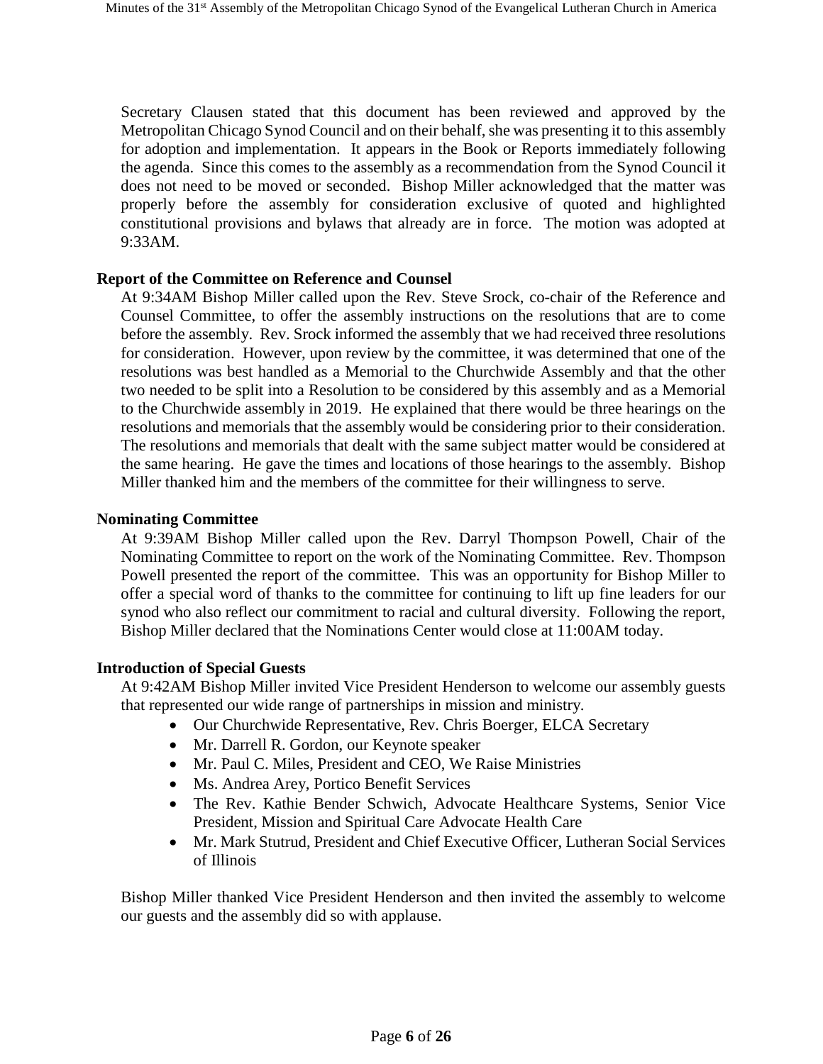Secretary Clausen stated that this document has been reviewed and approved by the Metropolitan Chicago Synod Council and on their behalf, she was presenting it to this assembly for adoption and implementation. It appears in the Book or Reports immediately following the agenda. Since this comes to the assembly as a recommendation from the Synod Council it does not need to be moved or seconded. Bishop Miller acknowledged that the matter was properly before the assembly for consideration exclusive of quoted and highlighted constitutional provisions and bylaws that already are in force. The motion was adopted at 9:33AM.

**Report of the Committee on Reference and Counsel**

At 9:34AM Bishop Miller called upon the Rev. Steve Srock, co-chair of the Reference and Counsel Committee, to offer the assembly instructions on the resolutions that are to come before the assembly. Rev. Srock informed the assembly that we had received three resolutions for consideration. However, upon review by the committee, it was determined that one of the resolutions was best handled as a Memorial to the Churchwide Assembly and that the other two needed to be split into a Resolution to be considered by this assembly and as a Memorial to the Churchwide assembly in 2019. He explained that there would be three hearings on the resolutions and memorials that the assembly would be considering prior to their consideration. The resolutions and memorials that dealt with the same subject matter would be considered at the same hearing. He gave the times and locations of those hearings to the assembly. Bishop Miller thanked him and the members of the committee for their willingness to serve.

**Nominating Committee**

At 9:39AM Bishop Miller called upon the Rev. Darryl Thompson Powell, Chair of the Nominating Committee to report on the work of the Nominating Committee. Rev. Thompson Powell presented the report of the committee. This was an opportunity for Bishop Miller to offer a special word of thanks to the committee for continuing to lift up fine leaders for our synod who also reflect our commitment to racial and cultural diversity. Following the report, Bishop Miller declared that the Nominations Center would close at 11:00AM today.

**Introduction of Special Guests**

At 9:42AM Bishop Miller invited Vice President Henderson to welcome our assembly guests that represented our wide range of partnerships in mission and ministry.

- Our Churchwide Representative, Rev. Chris Boerger, ELCA Secretary
- Mr. Darrell R. Gordon, our Keynote speaker
- Mr. Paul C. Miles, President and CEO, We Raise Ministries
- Ms. Andrea Arey, Portico Benefit Services
- The Rev. Kathie Bender Schwich, Advocate Healthcare Systems, Senior Vice President, Mission and Spiritual Care Advocate Health Care
- Mr. Mark Stutrud, President and Chief Executive Officer, Lutheran Social Services of Illinois

Bishop Miller thanked Vice President Henderson and then invited the assembly to welcome our guests and the assembly did so with applause.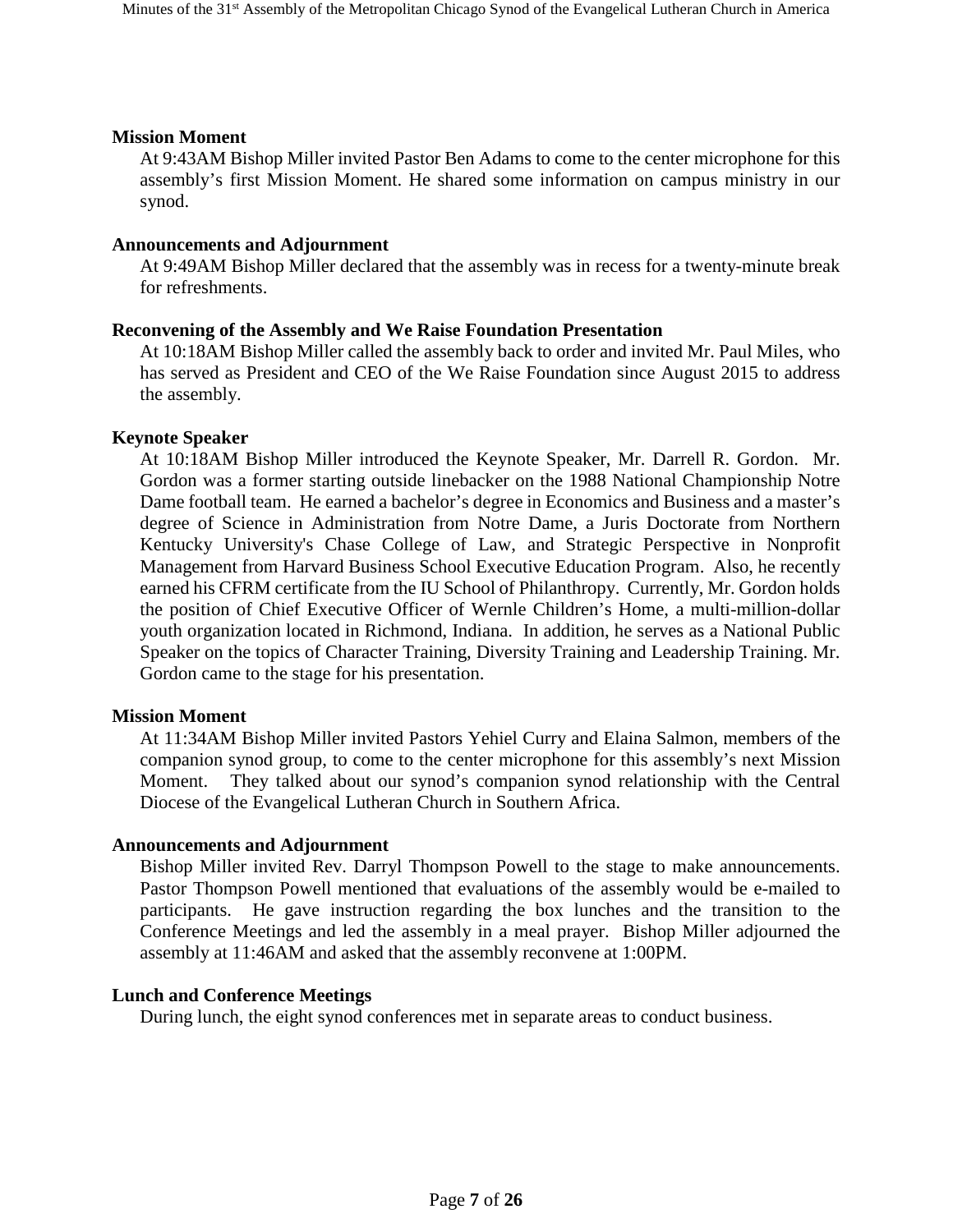**Mission Moment**

At 9:43AM Bishop Miller invited Pastor Ben Adams to come to the center microphone for this assembly's first Mission Moment. He shared some information on campus ministry in our synod.

**Announcements and Adjournment**

At 9:49AM Bishop Miller declared that the assembly was in recess for a twenty-minute break for refreshments.

**Reconvening of the Assembly and We Raise Foundation Presentation**

At 10:18AM Bishop Miller called the assembly back to order and invited Mr. Paul Miles, who has served as President and CEO of the We Raise Foundation since August 2015 to address the assembly.

**Keynote Speaker**

At 10:18AM Bishop Miller introduced the Keynote Speaker, Mr. Darrell R. Gordon. Mr. Gordon was a former starting outside linebacker on the 1988 National Championship Notre Dame football team. He earned a bachelor's degree in Economics and Business and a master's degree of Science in Administration from Notre Dame, a Juris Doctorate from Northern Kentucky University's Chase College of Law, and Strategic Perspective in Nonprofit Management from Harvard Business School Executive Education Program. Also, he recently earned his CFRM certificate from the IU School of Philanthropy. Currently, Mr. Gordon holds the position of Chief Executive Officer of Wernle Children's Home, a multi-million-dollar youth organization located in Richmond, Indiana. In addition, he serves as a National Public Speaker on the topics of Character Training, Diversity Training and Leadership Training. Mr. Gordon came to the stage for his presentation.

**Mission Moment**

At 11:34AM Bishop Miller invited Pastors Yehiel Curry and Elaina Salmon, members of the companion synod group, to come to the center microphone for this assembly's next Mission Moment. They talked about our synod's companion synod relationship with the Central Diocese of the Evangelical Lutheran Church in Southern Africa.

**Announcements and Adjournment**

Bishop Miller invited Rev. Darryl Thompson Powell to the stage to make announcements. Pastor Thompson Powell mentioned that evaluations of the assembly would be e-mailed to participants. He gave instruction regarding the box lunches and the transition to the Conference Meetings and led the assembly in a meal prayer. Bishop Miller adjourned the assembly at 11:46AM and asked that the assembly reconvene at 1:00PM.

**Lunch and Conference Meetings**

During lunch, the eight synod conferences met in separate areas to conduct business.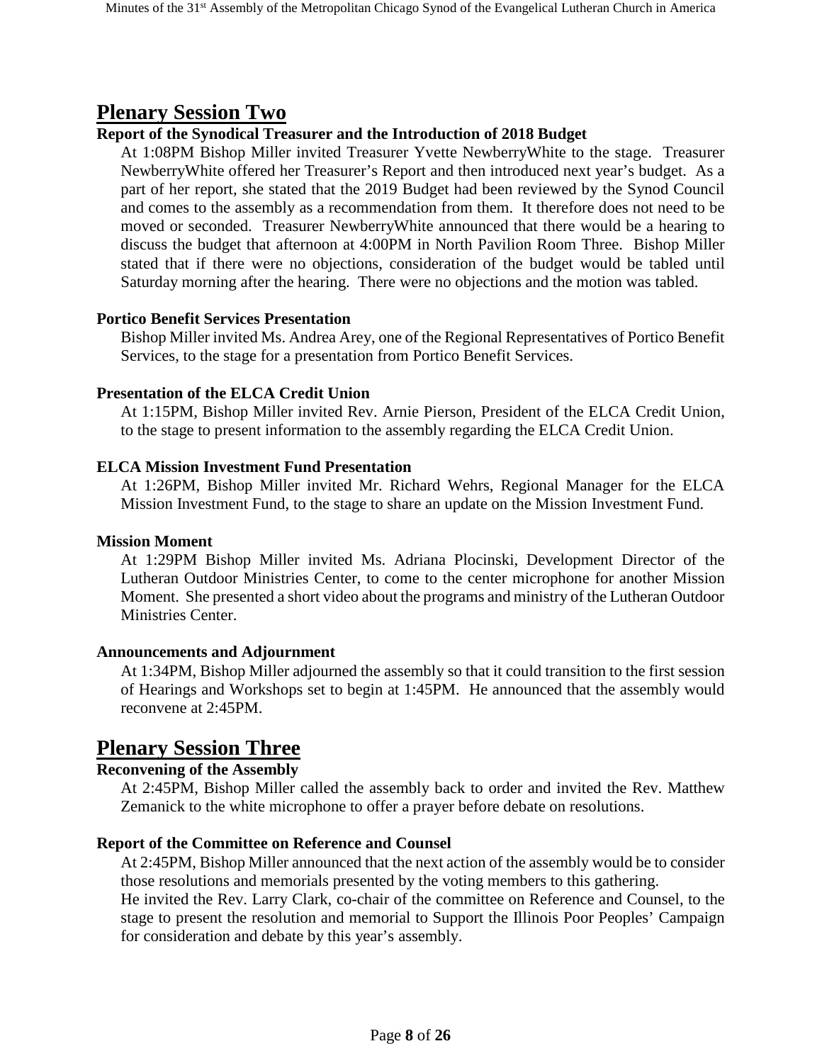# Plenary Session Two

### Report of the Synodical Treasurer and the Introduction of 2018 Budget

At 1:08PM Bishop Miller invited Treasurer Yvette NewberryWhite to the stage. Treasurer NewberryWhite offered her Treasurer's Report and then introduced next year's budget. As a part of her report, she stated that the 2019 Budget had been reviewed by the Synod Council and comes to the assembly as a recommendation from them. It therefore does not need to be moved or seconded. Treasurer NewberryWhite announced that there would be a hearing to discuss the budget that afternoon at 4:00PM in North Pavilion Room Three. Bishop Miller stated that if there were no objections, consideration of the budget would be tabled until Saturday morning after the hearing. There were no objections and the motion was tabled.

### Portico Benefit Services Presentation

Bishop Miller invited Ms. Andrea Arey, one of the Regional Representatives of Portico Benefit Services, to the stage for a presentation from Portico Benefit Services.

### Presentation of the ELCA Credit Union

At 1:15PM, Bishop Miller invited Rev. Arnie Pierson, President of the ELCA Credit Union, to the stage to present information to the assembly regarding the ELCA Credit Union.

### ELCA Mission Investment Fund Presentation

At 1:26PM, Bishop Miller invited Mr. Richard Wehrs, Regional Manager for the ELCA Mission Investment Fund, to the stage to share an update on the Mission Investment Fund.

### Mission Moment

At 1:29PM Bishop Miller invited Ms. Adriana Plocinski, Development Director of the Lutheran Outdoor Ministries Center, to come to the center microphone for another Mission Moment. She presented a short video about the programs and ministry of the Lutheran Outdoor Ministries Center.

### Announcements and Adjournment

At 1:34PM, Bishop Miller adjourned the assembly so that it could transition to the first session of Hearings and Workshops set to begin at 1:45PM. He announced that the assembly would reconvene at 2:45PM.

# Plenary Session Three

### Reconvening of the Assembly

At 2:45PM, Bishop Miller called the assembly back to order and invited the Rev. Matthew Zemanick to the white microphone to offer a prayer before debate on resolutions.

### Report of the Committee on Reference and Counsel

At 2:45PM, Bishop Miller announced that the next action of the assembly would be to consider those resolutions and memorials presented by the voting members to this gathering.
He invited the Rev. Larry Clark, co-chair of the committee on Reference and Counsel, to the stage to present the resolution and memorial to Support the Illinois Poor Peoples' Campaign for consideration and debate by this year's assembly.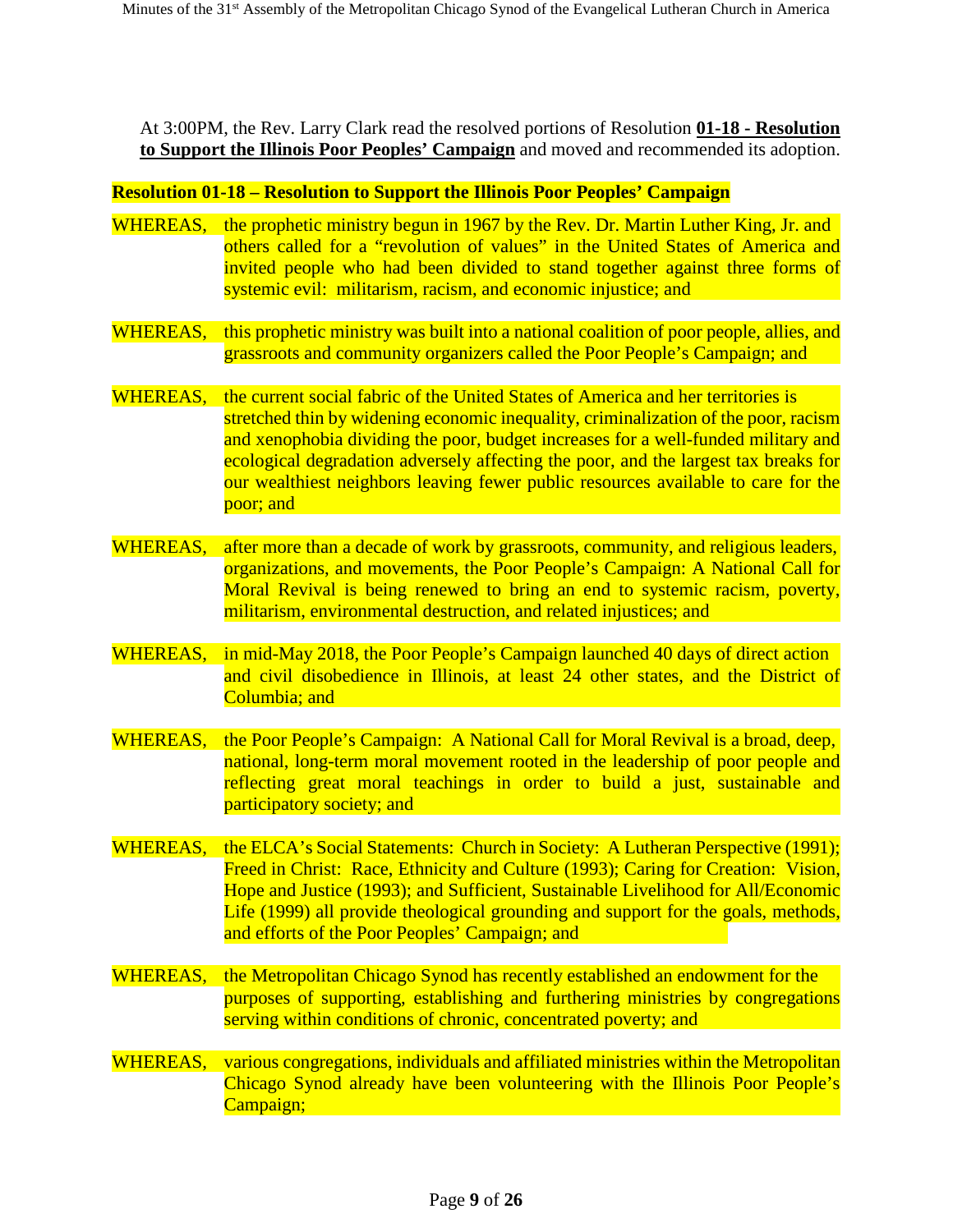At 3:00PM, the Rev. Larry Clark read the resolved portions of Resolution **01-18 - Resolution to Support the Illinois Poor Peoples' Campaign** and moved and recommended its adoption.

**Resolution 01-18 – Resolution to Support the Illinois Poor Peoples' Campaign**

WHEREAS, the prophetic ministry begun in 1967 by the Rev. Dr. Martin Luther King, Jr. and others called for a "revolution of values" in the United States of America and invited people who had been divided to stand together against three forms of systemic evil: militarism, racism, and economic injustice; and

WHEREAS, this prophetic ministry was built into a national coalition of poor people, allies, and grassroots and community organizers called the Poor People's Campaign; and

WHEREAS, the current social fabric of the United States of America and her territories is stretched thin by widening economic inequality, criminalization of the poor, racism and xenophobia dividing the poor, budget increases for a well-funded military and ecological degradation adversely affecting the poor, and the largest tax breaks for our wealthiest neighbors leaving fewer public resources available to care for the poor; and

WHEREAS, after more than a decade of work by grassroots, community, and religious leaders, organizations, and movements, the Poor People's Campaign: A National Call for Moral Revival is being renewed to bring an end to systemic racism, poverty, militarism, environmental destruction, and related injustices; and

WHEREAS, in mid-May 2018, the Poor People's Campaign launched 40 days of direct action and civil disobedience in Illinois, at least 24 other states, and the District of Columbia; and

WHEREAS, the Poor People's Campaign: A National Call for Moral Revival is a broad, deep, national, long-term moral movement rooted in the leadership of poor people and reflecting great moral teachings in order to build a just, sustainable and participatory society; and

WHEREAS, the ELCA's Social Statements: Church in Society: A Lutheran Perspective (1991); Freed in Christ: Race, Ethnicity and Culture (1993); Caring for Creation: Vision, Hope and Justice (1993); and Sufficient, Sustainable Livelihood for All/Economic Life (1999) all provide theological grounding and support for the goals, methods, and efforts of the Poor Peoples' Campaign; and

WHEREAS, the Metropolitan Chicago Synod has recently established an endowment for the purposes of supporting, establishing and furthering ministries by congregations serving within conditions of chronic, concentrated poverty; and

WHEREAS, various congregations, individuals and affiliated ministries within the Metropolitan Chicago Synod already have been volunteering with the Illinois Poor People's Campaign;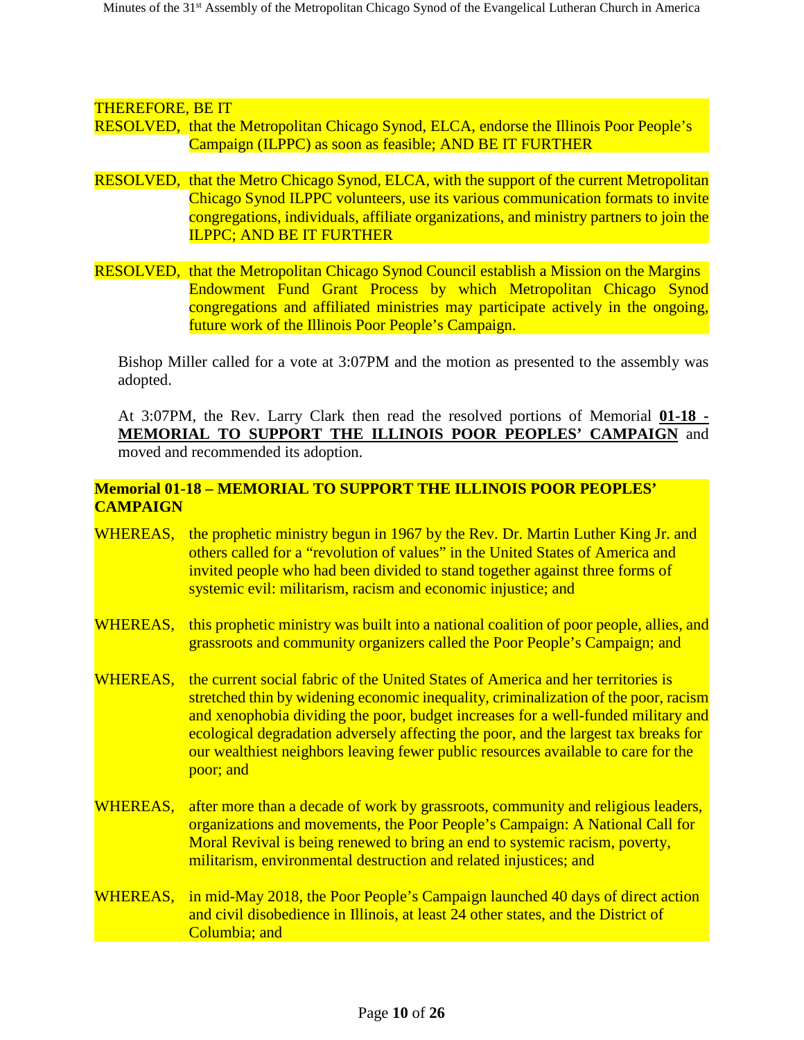THEREFORE, BE IT

RESOLVED, that the Metropolitan Chicago Synod, ELCA, endorse the Illinois Poor People's Campaign (ILPPC) as soon as feasible; AND BE IT FURTHER

RESOLVED, that the Metro Chicago Synod, ELCA, with the support of the current Metropolitan Chicago Synod ILPPC volunteers, use its various communication formats to invite congregations, individuals, affiliate organizations, and ministry partners to join the ILPPC; AND BE IT FURTHER

RESOLVED, that the Metropolitan Chicago Synod Council establish a Mission on the Margins Endowment Fund Grant Process by which Metropolitan Chicago Synod congregations and affiliated ministries may participate actively in the ongoing, future work of the Illinois Poor People's Campaign.

Bishop Miller called for a vote at 3:07PM and the motion as presented to the assembly was adopted.

At 3:07PM, the Rev. Larry Clark then read the resolved portions of Memorial **01-18 - MEMORIAL TO SUPPORT THE ILLINOIS POOR PEOPLES' CAMPAIGN** and moved and recommended its adoption.

**Memorial 01-18 – MEMORIAL TO SUPPORT THE ILLINOIS POOR PEOPLES' CAMPAIGN**

WHEREAS, the prophetic ministry begun in 1967 by the Rev. Dr. Martin Luther King Jr. and others called for a "revolution of values" in the United States of America and invited people who had been divided to stand together against three forms of systemic evil: militarism, racism and economic injustice; and

WHEREAS, this prophetic ministry was built into a national coalition of poor people, allies, and grassroots and community organizers called the Poor People's Campaign; and

WHEREAS, the current social fabric of the United States of America and her territories is stretched thin by widening economic inequality, criminalization of the poor, racism and xenophobia dividing the poor, budget increases for a well-funded military and ecological degradation adversely affecting the poor, and the largest tax breaks for our wealthiest neighbors leaving fewer public resources available to care for the poor; and

WHEREAS, after more than a decade of work by grassroots, community and religious leaders, organizations and movements, the Poor People's Campaign: A National Call for Moral Revival is being renewed to bring an end to systemic racism, poverty, militarism, environmental destruction and related injustices; and

WHEREAS, in mid-May 2018, the Poor People's Campaign launched 40 days of direct action and civil disobedience in Illinois, at least 24 other states, and the District of Columbia; and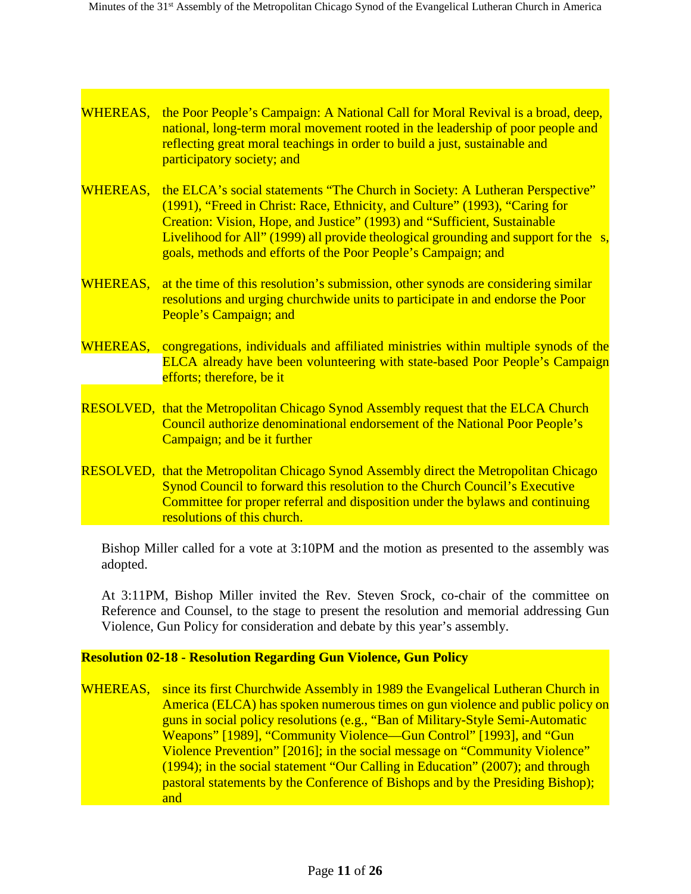WHEREAS, the Poor People's Campaign: A National Call for Moral Revival is a broad, deep, national, long-term moral movement rooted in the leadership of poor people and reflecting great moral teachings in order to build a just, sustainable and participatory society; and

WHEREAS, the ELCA's social statements "The Church in Society: A Lutheran Perspective" (1991), "Freed in Christ: Race, Ethnicity, and Culture" (1993), "Caring for Creation: Vision, Hope, and Justice" (1993) and "Sufficient, Sustainable Livelihood for All" (1999) all provide theological grounding and support for the s, goals, methods and efforts of the Poor People's Campaign; and

WHEREAS, at the time of this resolution's submission, other synods are considering similar resolutions and urging churchwide units to participate in and endorse the Poor People's Campaign; and

WHEREAS, congregations, individuals and affiliated ministries within multiple synods of the ELCA already have been volunteering with state-based Poor People's Campaign efforts; therefore, be it

RESOLVED, that the Metropolitan Chicago Synod Assembly request that the ELCA Church Council authorize denominational endorsement of the National Poor People's Campaign; and be it further

RESOLVED, that the Metropolitan Chicago Synod Assembly direct the Metropolitan Chicago Synod Council to forward this resolution to the Church Council's Executive Committee for proper referral and disposition under the bylaws and continuing resolutions of this church.

Bishop Miller called for a vote at 3:10PM and the motion as presented to the assembly was adopted.

At 3:11PM, Bishop Miller invited the Rev. Steven Srock, co-chair of the committee on Reference and Counsel, to the stage to present the resolution and memorial addressing Gun Violence, Gun Policy for consideration and debate by this year's assembly.

**Resolution 02-18 - Resolution Regarding Gun Violence, Gun Policy**

WHEREAS, since its first Churchwide Assembly in 1989 the Evangelical Lutheran Church in America (ELCA) has spoken numerous times on gun violence and public policy on guns in social policy resolutions (e.g., "Ban of Military-Style Semi-Automatic Weapons" [1989], "Community Violence—Gun Control" [1993], and "Gun Violence Prevention" [2016]; in the social message on "Community Violence" (1994); in the social statement "Our Calling in Education" (2007); and through pastoral statements by the Conference of Bishops and by the Presiding Bishop); and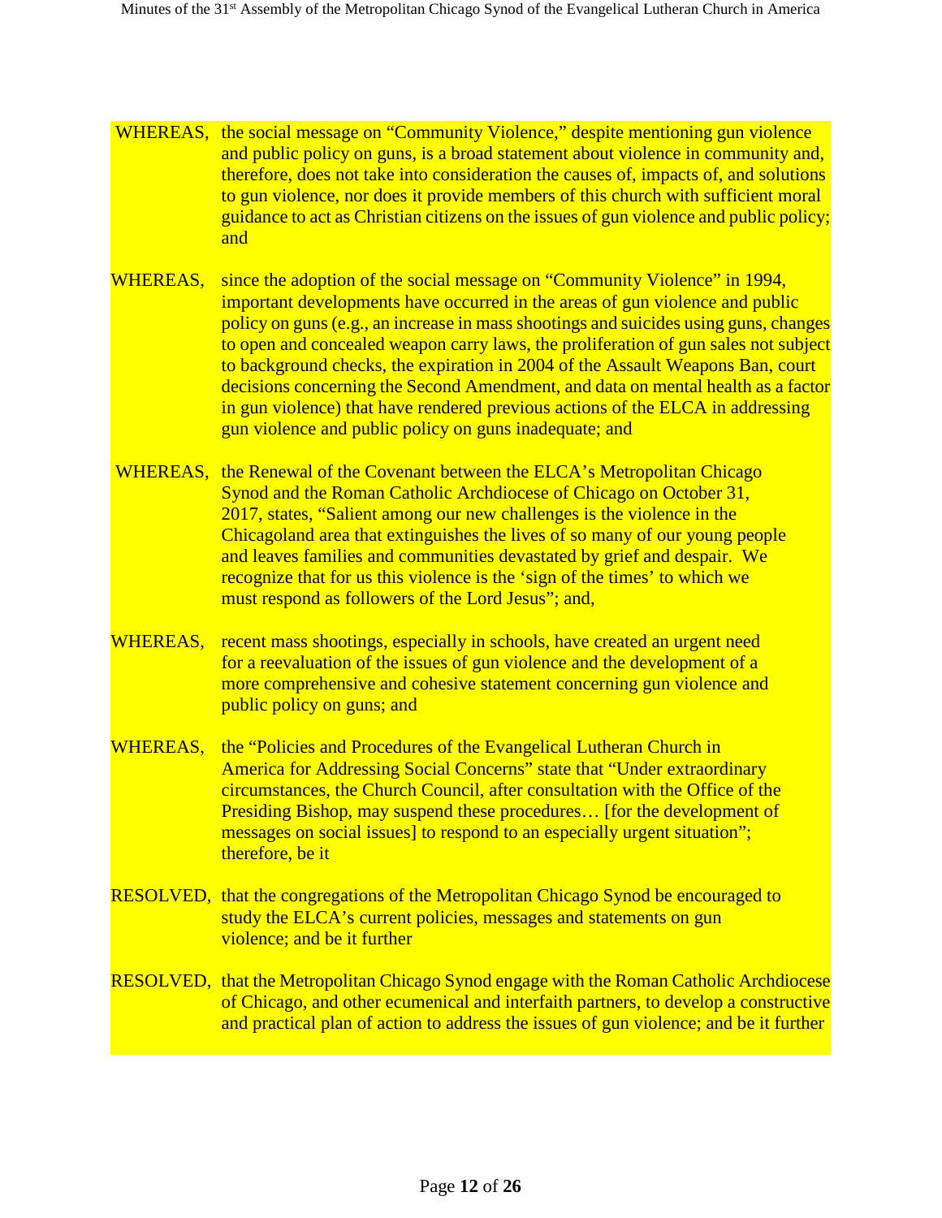WHEREAS, the social message on "Community Violence," despite mentioning gun violence and public policy on guns, is a broad statement about violence in community and, therefore, does not take into consideration the causes of, impacts of, and solutions to gun violence, nor does it provide members of this church with sufficient moral guidance to act as Christian citizens on the issues of gun violence and public policy; and

WHEREAS, since the adoption of the social message on "Community Violence" in 1994, important developments have occurred in the areas of gun violence and public policy on guns (e.g., an increase in mass shootings and suicides using guns, changes to open and concealed weapon carry laws, the proliferation of gun sales not subject to background checks, the expiration in 2004 of the Assault Weapons Ban, court decisions concerning the Second Amendment, and data on mental health as a factor in gun violence) that have rendered previous actions of the ELCA in addressing gun violence and public policy on guns inadequate; and

WHEREAS, the Renewal of the Covenant between the ELCA's Metropolitan Chicago Synod and the Roman Catholic Archdiocese of Chicago on October 31, 2017, states, "Salient among our new challenges is the violence in the Chicagoland area that extinguishes the lives of so many of our young people and leaves families and communities devastated by grief and despair. We recognize that for us this violence is the 'sign of the times' to which we must respond as followers of the Lord Jesus"; and,

WHEREAS, recent mass shootings, especially in schools, have created an urgent need for a reevaluation of the issues of gun violence and the development of a more comprehensive and cohesive statement concerning gun violence and public policy on guns; and

WHEREAS, the "Policies and Procedures of the Evangelical Lutheran Church in America for Addressing Social Concerns" state that "Under extraordinary circumstances, the Church Council, after consultation with the Office of the Presiding Bishop, may suspend these procedures… [for the development of messages on social issues] to respond to an especially urgent situation"; therefore, be it

RESOLVED, that the congregations of the Metropolitan Chicago Synod be encouraged to study the ELCA's current policies, messages and statements on gun violence; and be it further

RESOLVED, that the Metropolitan Chicago Synod engage with the Roman Catholic Archdiocese of Chicago, and other ecumenical and interfaith partners, to develop a constructive and practical plan of action to address the issues of gun violence; and be it further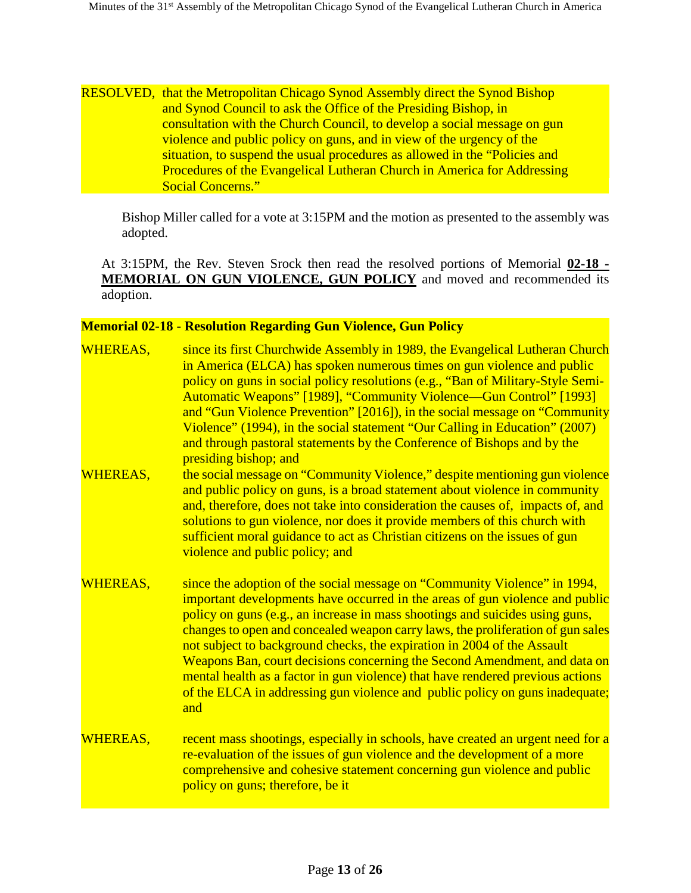RESOLVED, that the Metropolitan Chicago Synod Assembly direct the Synod Bishop and Synod Council to ask the Office of the Presiding Bishop, in consultation with the Church Council, to develop a social message on gun violence and public policy on guns, and in view of the urgency of the situation, to suspend the usual procedures as allowed in the "Policies and Procedures of the Evangelical Lutheran Church in America for Addressing Social Concerns."

Bishop Miller called for a vote at 3:15PM and the motion as presented to the assembly was adopted.

At 3:15PM, the Rev. Steven Srock then read the resolved portions of Memorial **02-18 - MEMORIAL ON GUN VIOLENCE, GUN POLICY** and moved and recommended its adoption.

**Memorial 02-18 - Resolution Regarding Gun Violence, Gun Policy**

WHEREAS, since its first Churchwide Assembly in 1989, the Evangelical Lutheran Church in America (ELCA) has spoken numerous times on gun violence and public policy on guns in social policy resolutions (e.g., "Ban of Military-Style Semi-Automatic Weapons" [1989], "Community Violence—Gun Control" [1993] and "Gun Violence Prevention" [2016]), in the social message on "Community Violence" (1994), in the social statement "Our Calling in Education" (2007) and through pastoral statements by the Conference of Bishops and by the presiding bishop; and

WHEREAS, the social message on "Community Violence," despite mentioning gun violence and public policy on guns, is a broad statement about violence in community and, therefore, does not take into consideration the causes of, impacts of, and solutions to gun violence, nor does it provide members of this church with sufficient moral guidance to act as Christian citizens on the issues of gun violence and public policy; and

WHEREAS, since the adoption of the social message on "Community Violence" in 1994, important developments have occurred in the areas of gun violence and public policy on guns (e.g., an increase in mass shootings and suicides using guns, changes to open and concealed weapon carry laws, the proliferation of gun sales not subject to background checks, the expiration in 2004 of the Assault Weapons Ban, court decisions concerning the Second Amendment, and data on mental health as a factor in gun violence) that have rendered previous actions of the ELCA in addressing gun violence and public policy on guns inadequate; and

WHEREAS, recent mass shootings, especially in schools, have created an urgent need for a re-evaluation of the issues of gun violence and the development of a more comprehensive and cohesive statement concerning gun violence and public policy on guns; therefore, be it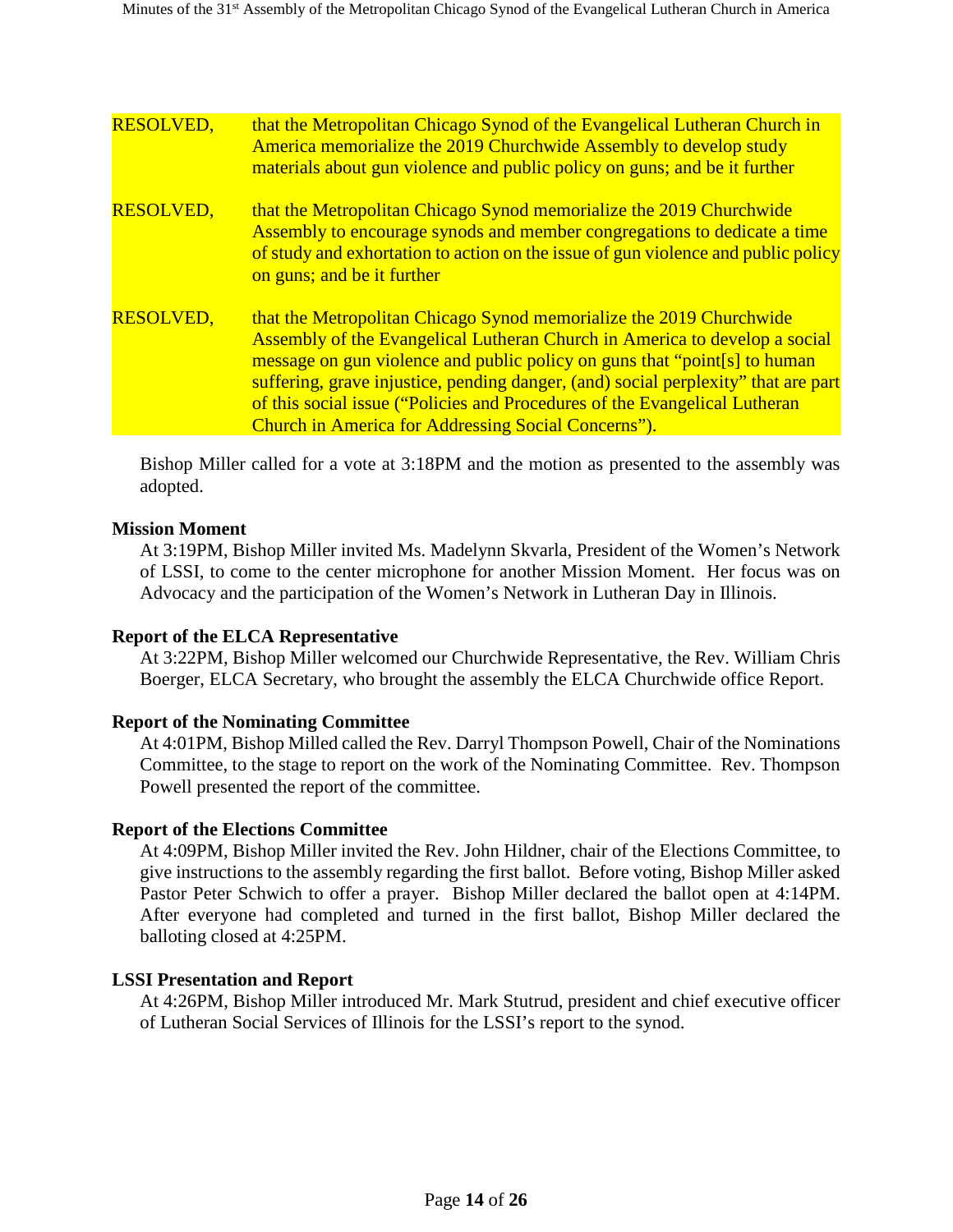RESOLVED, that the Metropolitan Chicago Synod of the Evangelical Lutheran Church in America memorialize the 2019 Churchwide Assembly to develop study materials about gun violence and public policy on guns; and be it further

RESOLVED, that the Metropolitan Chicago Synod memorialize the 2019 Churchwide Assembly to encourage synods and member congregations to dedicate a time of study and exhortation to action on the issue of gun violence and public policy on guns; and be it further

RESOLVED, that the Metropolitan Chicago Synod memorialize the 2019 Churchwide Assembly of the Evangelical Lutheran Church in America to develop a social message on gun violence and public policy on guns that "point[s] to human suffering, grave injustice, pending danger, (and) social perplexity" that are part of this social issue ("Policies and Procedures of the Evangelical Lutheran Church in America for Addressing Social Concerns").

Bishop Miller called for a vote at 3:18PM and the motion as presented to the assembly was adopted.

**Mission Moment**

At 3:19PM, Bishop Miller invited Ms. Madelynn Skvarla, President of the Women's Network of LSSI, to come to the center microphone for another Mission Moment. Her focus was on Advocacy and the participation of the Women's Network in Lutheran Day in Illinois.

**Report of the ELCA Representative**

At 3:22PM, Bishop Miller welcomed our Churchwide Representative, the Rev. William Chris Boerger, ELCA Secretary, who brought the assembly the ELCA Churchwide office Report.

**Report of the Nominating Committee**

At 4:01PM, Bishop Milled called the Rev. Darryl Thompson Powell, Chair of the Nominations Committee, to the stage to report on the work of the Nominating Committee. Rev. Thompson Powell presented the report of the committee.

**Report of the Elections Committee**

At 4:09PM, Bishop Miller invited the Rev. John Hildner, chair of the Elections Committee, to give instructions to the assembly regarding the first ballot. Before voting, Bishop Miller asked Pastor Peter Schwich to offer a prayer. Bishop Miller declared the ballot open at 4:14PM. After everyone had completed and turned in the first ballot, Bishop Miller declared the balloting closed at 4:25PM.

**LSSI Presentation and Report**

At 4:26PM, Bishop Miller introduced Mr. Mark Stutrud, president and chief executive officer of Lutheran Social Services of Illinois for the LSSI's report to the synod.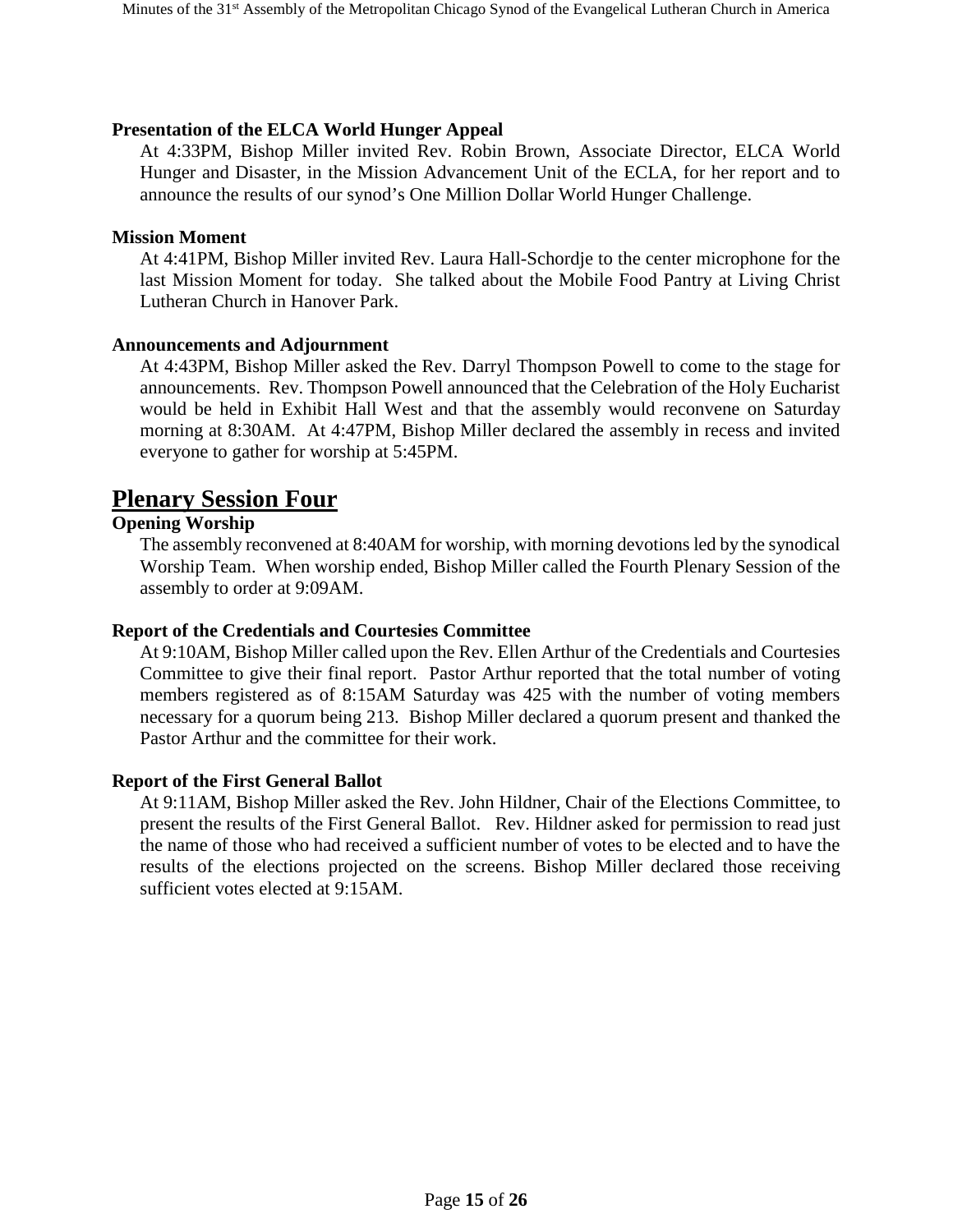**Presentation of the ELCA World Hunger Appeal**

At 4:33PM, Bishop Miller invited Rev. Robin Brown, Associate Director, ELCA World Hunger and Disaster, in the Mission Advancement Unit of the ECLA, for her report and to announce the results of our synod's One Million Dollar World Hunger Challenge.

**Mission Moment**

At 4:41PM, Bishop Miller invited Rev. Laura Hall-Schordje to the center microphone for the last Mission Moment for today. She talked about the Mobile Food Pantry at Living Christ Lutheran Church in Hanover Park.

**Announcements and Adjournment**

At 4:43PM, Bishop Miller asked the Rev. Darryl Thompson Powell to come to the stage for announcements. Rev. Thompson Powell announced that the Celebration of the Holy Eucharist would be held in Exhibit Hall West and that the assembly would reconvene on Saturday morning at 8:30AM. At 4:47PM, Bishop Miller declared the assembly in recess and invited everyone to gather for worship at 5:45PM.

## Plenary Session Four

**Opening Worship**

The assembly reconvened at 8:40AM for worship, with morning devotions led by the synodical Worship Team. When worship ended, Bishop Miller called the Fourth Plenary Session of the assembly to order at 9:09AM.

**Report of the Credentials and Courtesies Committee**

At 9:10AM, Bishop Miller called upon the Rev. Ellen Arthur of the Credentials and Courtesies Committee to give their final report. Pastor Arthur reported that the total number of voting members registered as of 8:15AM Saturday was 425 with the number of voting members necessary for a quorum being 213. Bishop Miller declared a quorum present and thanked the Pastor Arthur and the committee for their work.

**Report of the First General Ballot**

At 9:11AM, Bishop Miller asked the Rev. John Hildner, Chair of the Elections Committee, to present the results of the First General Ballot. Rev. Hildner asked for permission to read just the name of those who had received a sufficient number of votes to be elected and to have the results of the elections projected on the screens. Bishop Miller declared those receiving sufficient votes elected at 9:15AM.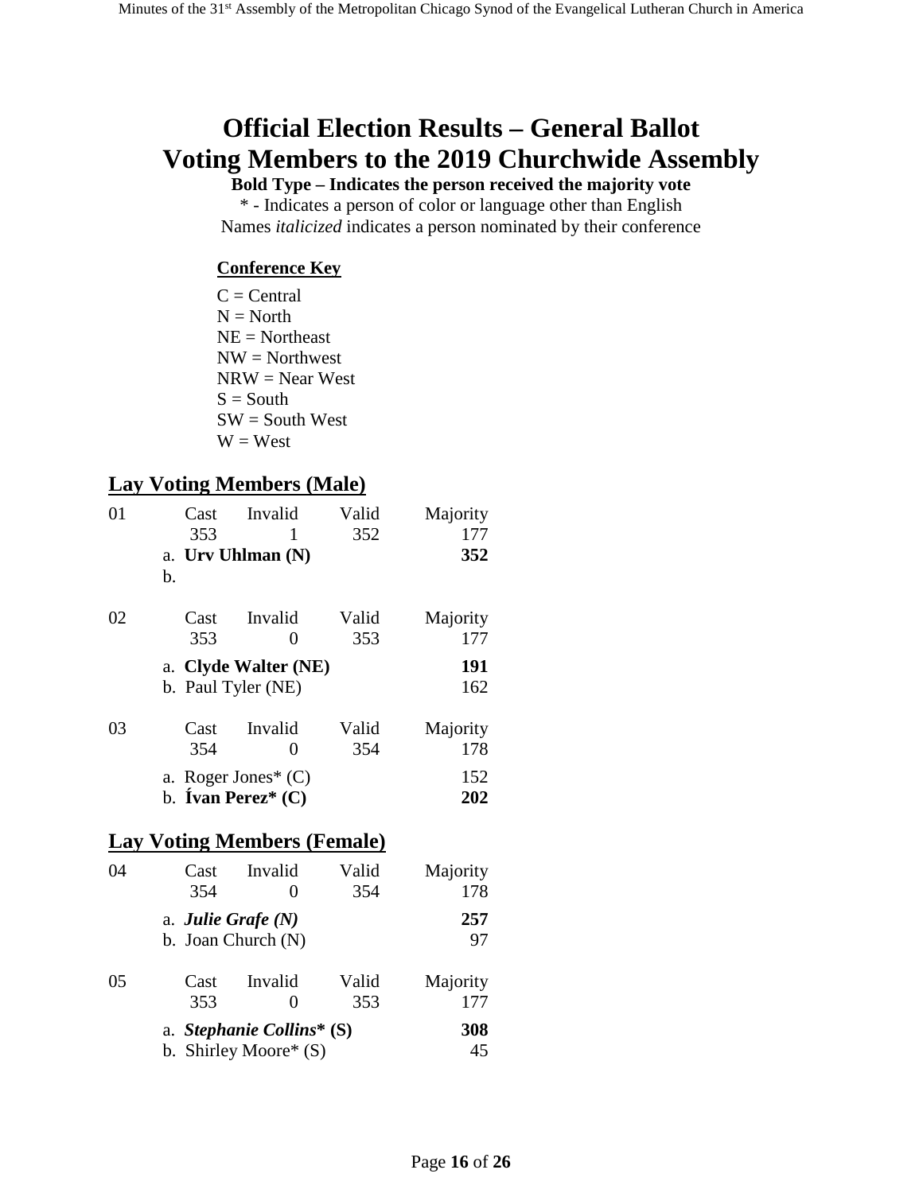# Official Election Results – General Ballot
# Voting Members to the 2019 Churchwide Assembly

**Bold Type – Indicates the person received the majority vote**

* - Indicates a person of color or language other than English

Names *italicized* indicates a person nominated by their conference

**Conference Key**

C = Central
N = North
NE = Northeast
NW = Northwest
NRW = Near West
S = South
SW = South West
W = West

## Lay Voting Members (Male)

| 01 | Cast | Invalid | Valid | Majority |
|---|---|---|---|---|
| | 353 | 1 | 352 | 177 |
| | a. **Urv Uhlman (N)** | | | **352** |
| | b. | | | |

| 02 | Cast | Invalid | Valid | Majority |
|---|---|---|---|---|
| | 353 | 0 | 353 | 177 |
| | a. **Clyde Walter (NE)** | | | **191** |
| | b. Paul Tyler (NE) | | | 162 |

| 03 | Cast | Invalid | Valid | Majority |
|---|---|---|---|---|
| | 354 | 0 | 354 | 178 |
| | a. Roger Jones* (C) | | | 152 |
| | b. **Ívan Perez* (C)** | | | **202** |

## Lay Voting Members (Female)

| 04 | Cast | Invalid | Valid | Majority |
|---|---|---|---|---|
| | 354 | 0 | 354 | 178 |
| | a. ***Julie Grafe (N)*** | | | **257** |
| | b. Joan Church (N) | | | 97 |

| 05 | Cast | Invalid | Valid | Majority |
|---|---|---|---|---|
| | 353 | 0 | 353 | 177 |
| | a. ***Stephanie Collins* (S)*** | | | **308** |
| | b. Shirley Moore* (S) | | | 45 |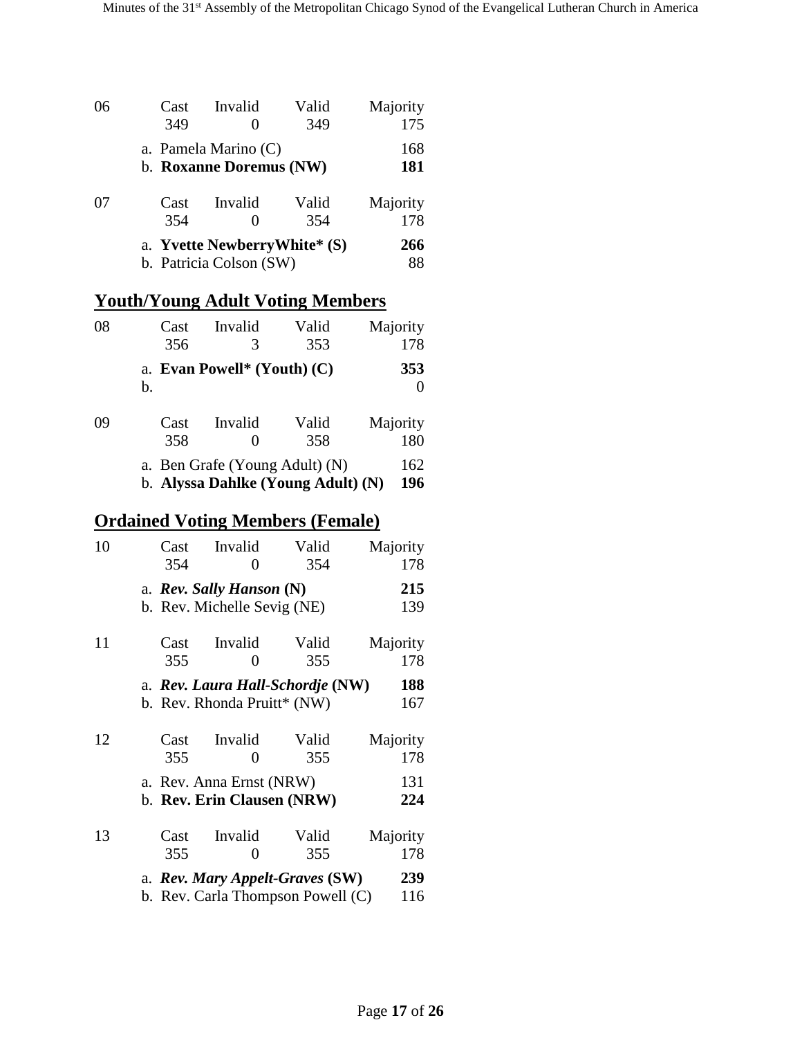06

| Cast | Invalid | Valid | Majority |
|---|---|---|---|
| 349 | 0 | 349 | 175 |

a. Pamela Marino (C) — 168
b. **Roxanne Doremus (NW)** — **181**

07

| Cast | Invalid | Valid | Majority |
|---|---|---|---|
| 354 | 0 | 354 | 178 |

a. **Yvette NewberryWhite* (S)** — **266**
b. Patricia Colson (SW) — 88

## Youth/Young Adult Voting Members

08

| Cast | Invalid | Valid | Majority |
|---|---|---|---|
| 356 | 3 | 353 | 178 |

a. **Evan Powell* (Youth) (C)** — **353**
b. — 0

09

| Cast | Invalid | Valid | Majority |
|---|---|---|---|
| 358 | 0 | 358 | 180 |

a. Ben Grafe (Young Adult) (N) — 162
b. **Alyssa Dahlke (Young Adult) (N)** — **196**

## Ordained Voting Members (Female)

10

| Cast | Invalid | Valid | Majority |
|---|---|---|---|
| 354 | 0 | 354 | 178 |

a. ***Rev. Sally Hanson* (N)** — **215**
b. Rev. Michelle Sevig (NE) — 139

11

| Cast | Invalid | Valid | Majority |
|---|---|---|---|
| 355 | 0 | 355 | 178 |

a. ***Rev. Laura Hall-Schordje* (NW)** — **188**
b. Rev. Rhonda Pruitt* (NW) — 167

12

| Cast | Invalid | Valid | Majority |
|---|---|---|---|
| 355 | 0 | 355 | 178 |

a. Rev. Anna Ernst (NRW) — 131
b. **Rev. Erin Clausen (NRW)** — **224**

13

| Cast | Invalid | Valid | Majority |
|---|---|---|---|
| 355 | 0 | 355 | 178 |

a. ***Rev. Mary Appelt-Graves* (SW)** — **239**
b. Rev. Carla Thompson Powell (C) — 116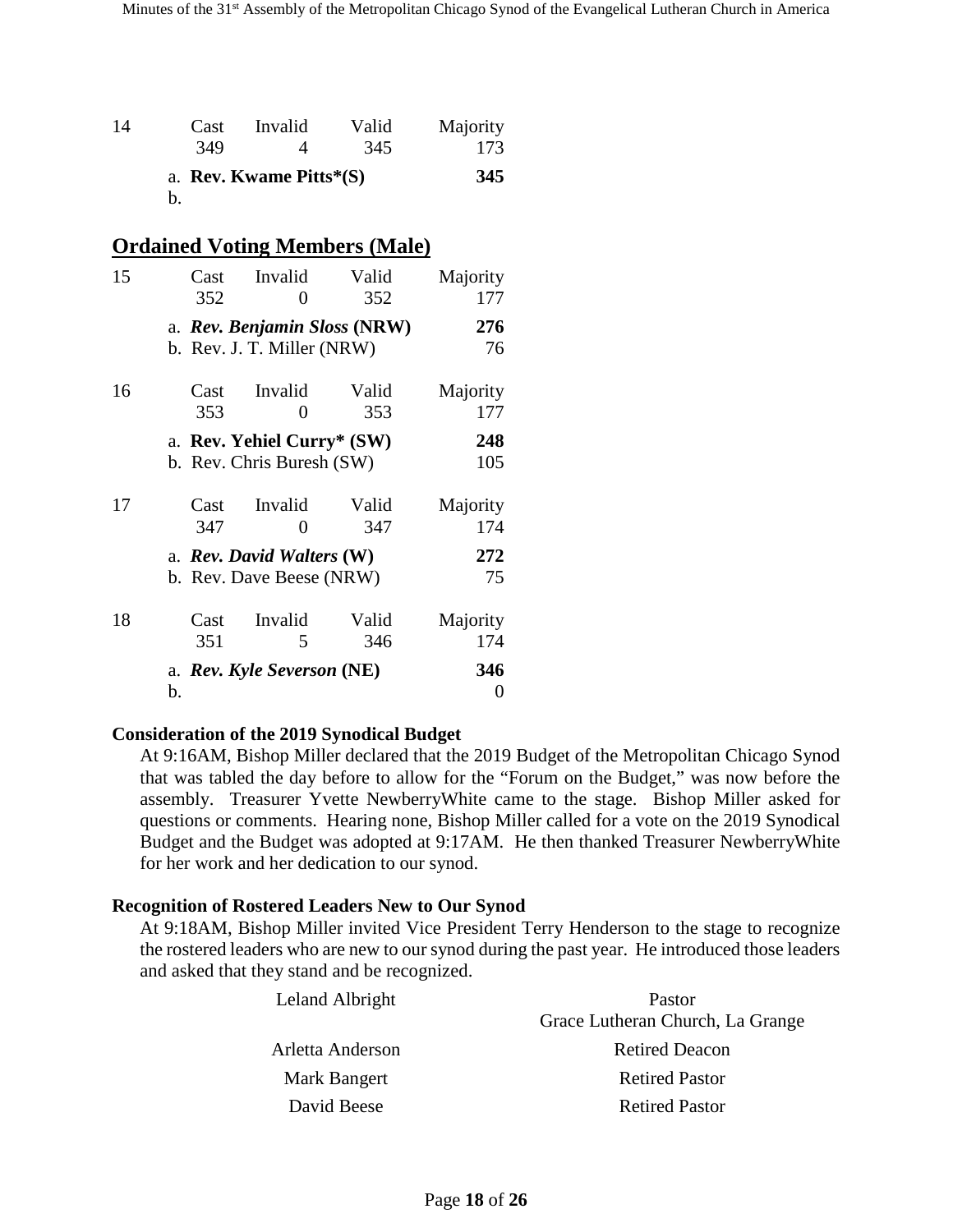| 14 | Cast | Invalid | Valid | Majority |
|---|---|---|---|---|
| | 349 | 4 | 345 | 173 |
| | a. **Rev. Kwame Pitts*(S)** | | | **345** |
| | b. | | | |

## Ordained Voting Members (Male)

| 15 | Cast | Invalid | Valid | Majority |
|---|---|---|---|---|
| | 352 | 0 | 352 | 177 |
| | a. ***Rev. Benjamin Sloss* (NRW)** | | | **276** |
| | b. Rev. J. T. Miller (NRW) | | | 76 |

| 16 | Cast | Invalid | Valid | Majority |
|---|---|---|---|---|
| | 353 | 0 | 353 | 177 |
| | a. **Rev. Yehiel Curry* (SW)** | | | **248** |
| | b. Rev. Chris Buresh (SW) | | | 105 |

| 17 | Cast | Invalid | Valid | Majority |
|---|---|---|---|---|
| | 347 | 0 | 347 | 174 |
| | a. ***Rev. David Walters* (W)** | | | **272** |
| | b. Rev. Dave Beese (NRW) | | | 75 |

| 18 | Cast | Invalid | Valid | Majority |
|---|---|---|---|---|
| | 351 | 5 | 346 | 174 |
| | a. ***Rev. Kyle Severson* (NE)** | | | **346** |
| | b. | | | 0 |

**Consideration of the 2019 Synodical Budget**

At 9:16AM, Bishop Miller declared that the 2019 Budget of the Metropolitan Chicago Synod that was tabled the day before to allow for the "Forum on the Budget," was now before the assembly. Treasurer Yvette NewberryWhite came to the stage. Bishop Miller asked for questions or comments. Hearing none, Bishop Miller called for a vote on the 2019 Synodical Budget and the Budget was adopted at 9:17AM. He then thanked Treasurer NewberryWhite for her work and her dedication to our synod.

**Recognition of Rostered Leaders New to Our Synod**

At 9:18AM, Bishop Miller invited Vice President Terry Henderson to the stage to recognize the rostered leaders who are new to our synod during the past year. He introduced those leaders and asked that they stand and be recognized.

| | |
|---|---|
| Leland Albright | Pastor<br>Grace Lutheran Church, La Grange |
| Arletta Anderson | Retired Deacon |
| Mark Bangert | Retired Pastor |
| David Beese | Retired Pastor |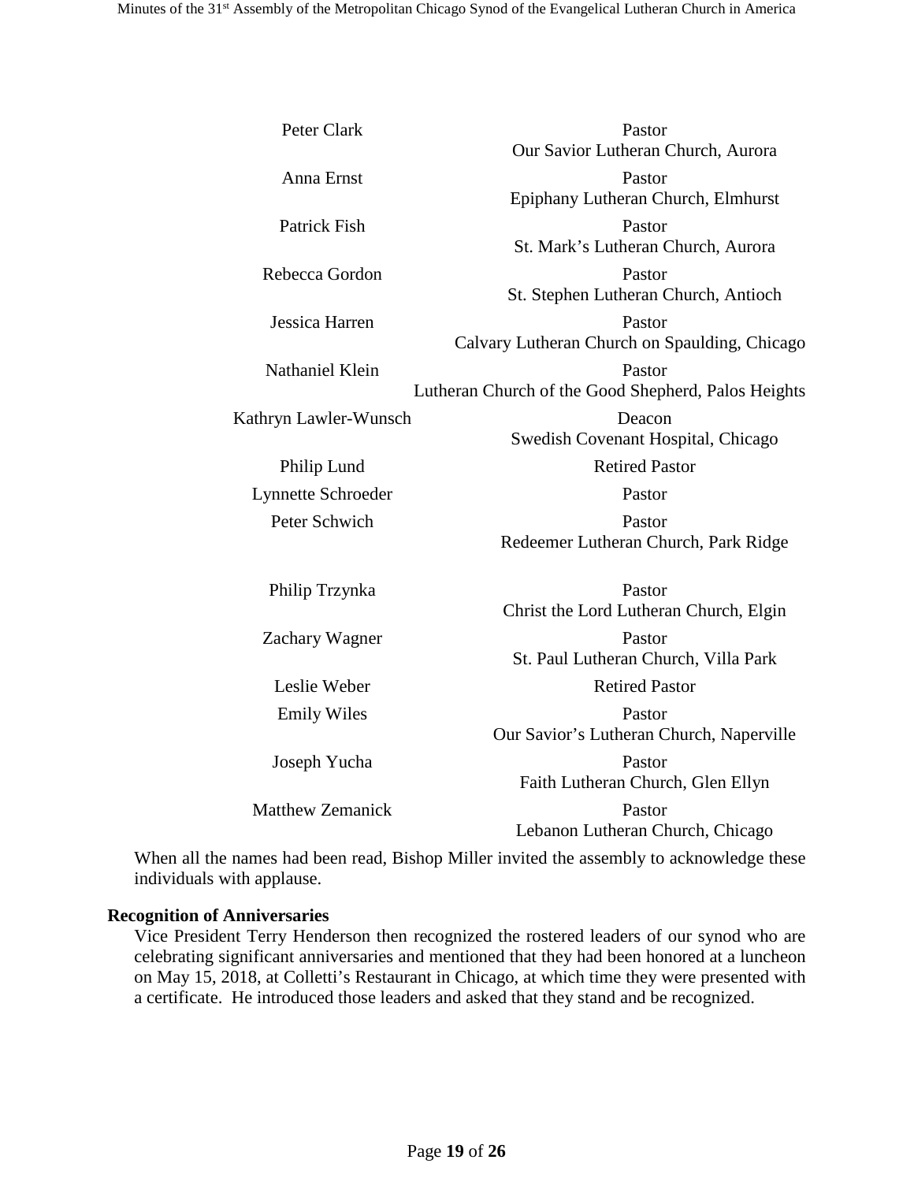| | |
|---|---|
| Peter Clark | Pastor<br>Our Savior Lutheran Church, Aurora |
| Anna Ernst | Pastor<br>Epiphany Lutheran Church, Elmhurst |
| Patrick Fish | Pastor<br>St. Mark's Lutheran Church, Aurora |
| Rebecca Gordon | Pastor<br>St. Stephen Lutheran Church, Antioch |
| Jessica Harren | Pastor<br>Calvary Lutheran Church on Spaulding, Chicago |
| Nathaniel Klein | Pastor<br>Lutheran Church of the Good Shepherd, Palos Heights |
| Kathryn Lawler-Wunsch | Deacon<br>Swedish Covenant Hospital, Chicago |
| Philip Lund | Retired Pastor |
| Lynnette Schroeder | Pastor |
| Peter Schwich | Pastor<br>Redeemer Lutheran Church, Park Ridge |
| Philip Trzynka | Pastor<br>Christ the Lord Lutheran Church, Elgin |
| Zachary Wagner | Pastor<br>St. Paul Lutheran Church, Villa Park |
| Leslie Weber | Retired Pastor |
| Emily Wiles | Pastor<br>Our Savior's Lutheran Church, Naperville |
| Joseph Yucha | Pastor<br>Faith Lutheran Church, Glen Ellyn |
| Matthew Zemanick | Pastor<br>Lebanon Lutheran Church, Chicago |

When all the names had been read, Bishop Miller invited the assembly to acknowledge these individuals with applause.

**Recognition of Anniversaries**

Vice President Terry Henderson then recognized the rostered leaders of our synod who are celebrating significant anniversaries and mentioned that they had been honored at a luncheon on May 15, 2018, at Colletti's Restaurant in Chicago, at which time they were presented with a certificate. He introduced those leaders and asked that they stand and be recognized.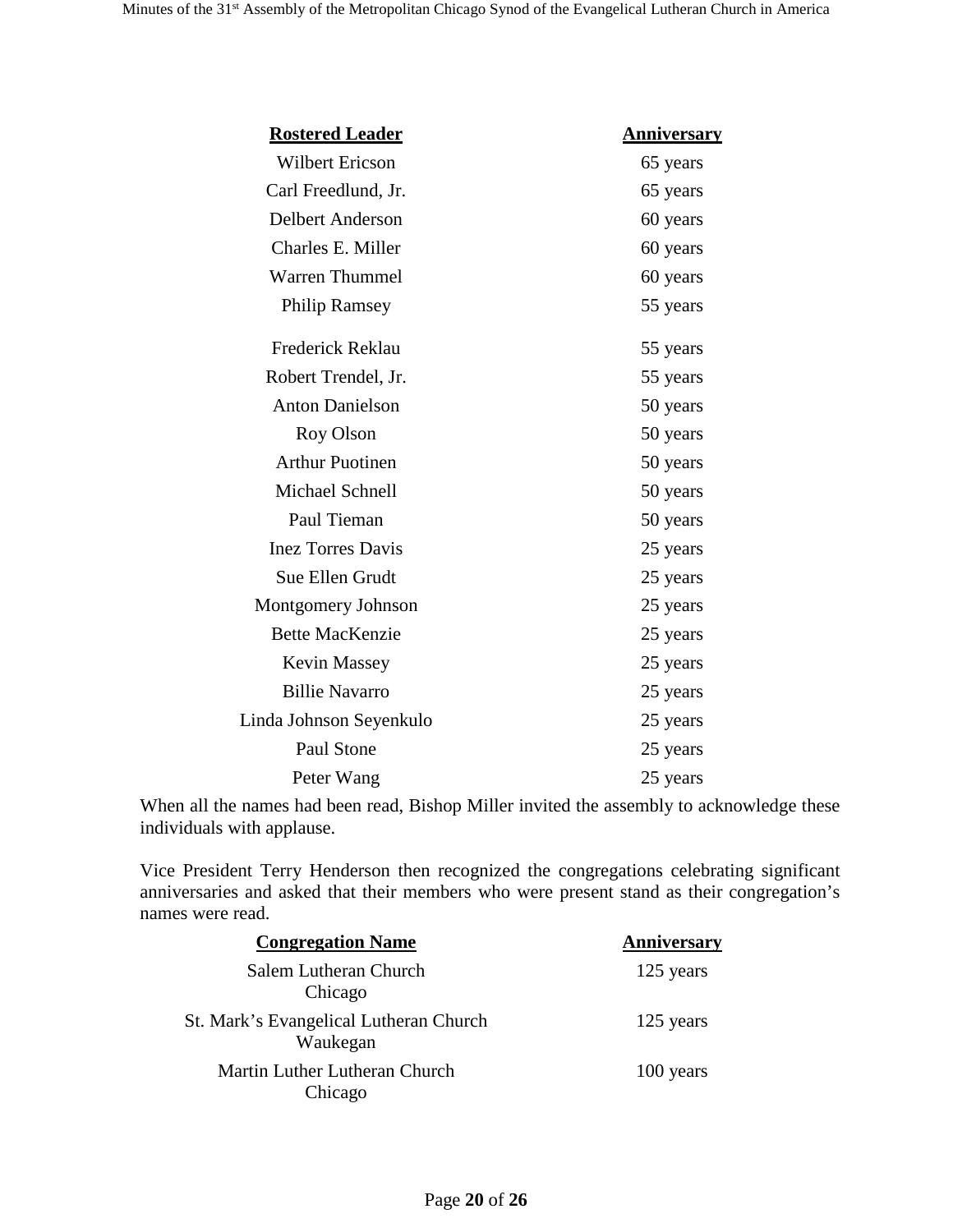| Rostered Leader | Anniversary |
|---|---|
| Wilbert Ericson | 65 years |
| Carl Freedlund, Jr. | 65 years |
| Delbert Anderson | 60 years |
| Charles E. Miller | 60 years |
| Warren Thummel | 60 years |
| Philip Ramsey | 55 years |
| Frederick Reklau | 55 years |
| Robert Trendel, Jr. | 55 years |
| Anton Danielson | 50 years |
| Roy Olson | 50 years |
| Arthur Puotinen | 50 years |
| Michael Schnell | 50 years |
| Paul Tieman | 50 years |
| Inez Torres Davis | 25 years |
| Sue Ellen Grudt | 25 years |
| Montgomery Johnson | 25 years |
| Bette MacKenzie | 25 years |
| Kevin Massey | 25 years |
| Billie Navarro | 25 years |
| Linda Johnson Seyenkulo | 25 years |
| Paul Stone | 25 years |
| Peter Wang | 25 years |

When all the names had been read, Bishop Miller invited the assembly to acknowledge these individuals with applause.

Vice President Terry Henderson then recognized the congregations celebrating significant anniversaries and asked that their members who were present stand as their congregation's names were read.

| Congregation Name | Anniversary |
|---|---|
| Salem Lutheran Church<br>Chicago | 125 years |
| St. Mark's Evangelical Lutheran Church<br>Waukegan | 125 years |
| Martin Luther Lutheran Church<br>Chicago | 100 years |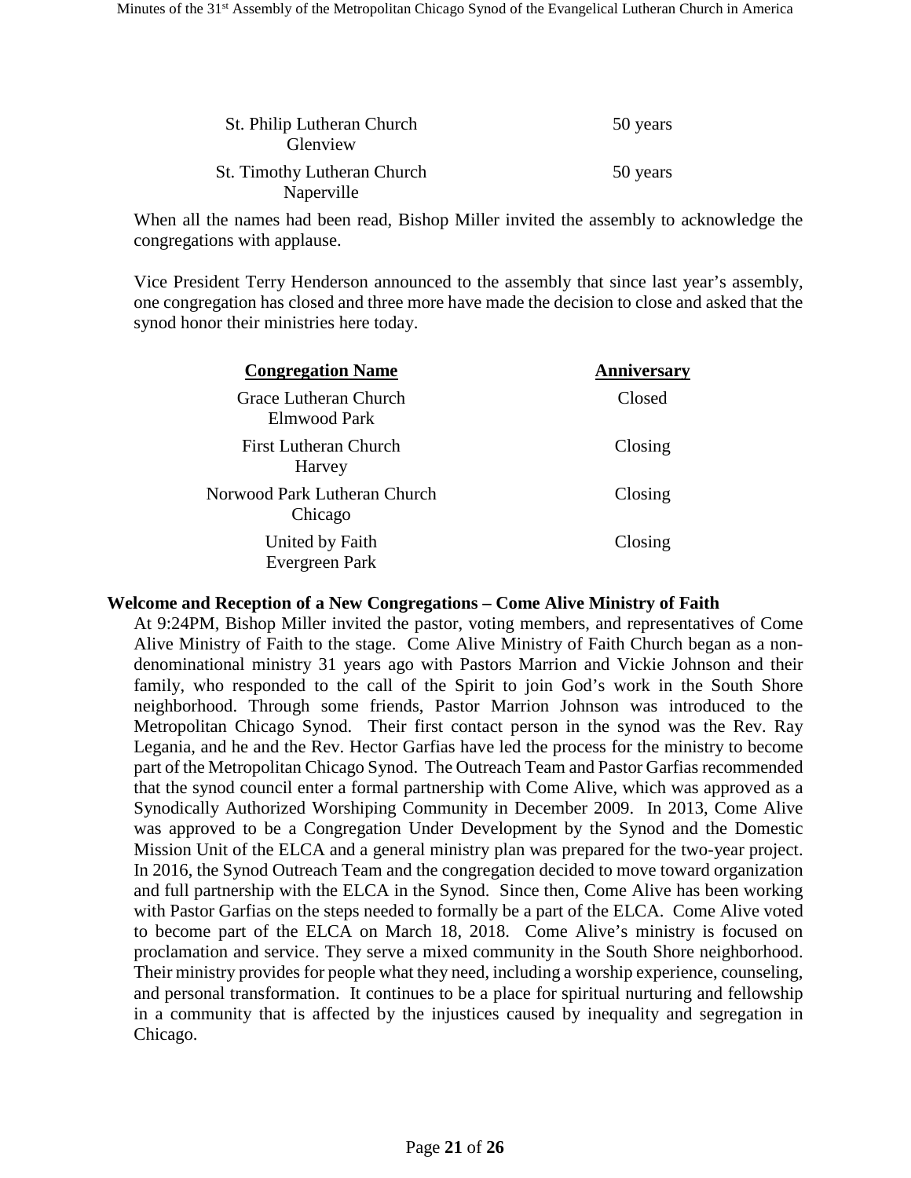| | |
|---|---|
| St. Philip Lutheran Church<br>Glenview | 50 years |
| St. Timothy Lutheran Church<br>Naperville | 50 years |

When all the names had been read, Bishop Miller invited the assembly to acknowledge the congregations with applause.

Vice President Terry Henderson announced to the assembly that since last year's assembly, one congregation has closed and three more have made the decision to close and asked that the synod honor their ministries here today.

| Congregation Name | Anniversary |
|---|---|
| Grace Lutheran Church<br>Elmwood Park | Closed |
| First Lutheran Church<br>Harvey | Closing |
| Norwood Park Lutheran Church<br>Chicago | Closing |
| United by Faith<br>Evergreen Park | Closing |

**Welcome and Reception of a New Congregations – Come Alive Ministry of Faith**

At 9:24PM, Bishop Miller invited the pastor, voting members, and representatives of Come Alive Ministry of Faith to the stage. Come Alive Ministry of Faith Church began as a non-denominational ministry 31 years ago with Pastors Marrion and Vickie Johnson and their family, who responded to the call of the Spirit to join God's work in the South Shore neighborhood. Through some friends, Pastor Marrion Johnson was introduced to the Metropolitan Chicago Synod. Their first contact person in the synod was the Rev. Ray Legania, and he and the Rev. Hector Garfias have led the process for the ministry to become part of the Metropolitan Chicago Synod. The Outreach Team and Pastor Garfias recommended that the synod council enter a formal partnership with Come Alive, which was approved as a Synodically Authorized Worshiping Community in December 2009. In 2013, Come Alive was approved to be a Congregation Under Development by the Synod and the Domestic Mission Unit of the ELCA and a general ministry plan was prepared for the two-year project. In 2016, the Synod Outreach Team and the congregation decided to move toward organization and full partnership with the ELCA in the Synod. Since then, Come Alive has been working with Pastor Garfias on the steps needed to formally be a part of the ELCA. Come Alive voted to become part of the ELCA on March 18, 2018. Come Alive's ministry is focused on proclamation and service. They serve a mixed community in the South Shore neighborhood. Their ministry provides for people what they need, including a worship experience, counseling, and personal transformation. It continues to be a place for spiritual nurturing and fellowship in a community that is affected by the injustices caused by inequality and segregation in Chicago.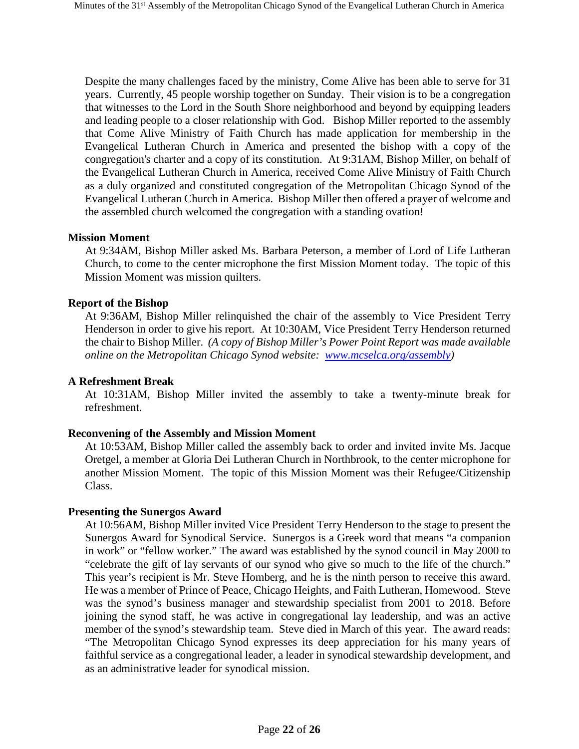Despite the many challenges faced by the ministry, Come Alive has been able to serve for 31 years. Currently, 45 people worship together on Sunday. Their vision is to be a congregation that witnesses to the Lord in the South Shore neighborhood and beyond by equipping leaders and leading people to a closer relationship with God. Bishop Miller reported to the assembly that Come Alive Ministry of Faith Church has made application for membership in the Evangelical Lutheran Church in America and presented the bishop with a copy of the congregation's charter and a copy of its constitution. At 9:31AM, Bishop Miller, on behalf of the Evangelical Lutheran Church in America, received Come Alive Ministry of Faith Church as a duly organized and constituted congregation of the Metropolitan Chicago Synod of the Evangelical Lutheran Church in America. Bishop Miller then offered a prayer of welcome and the assembled church welcomed the congregation with a standing ovation!

**Mission Moment**

At 9:34AM, Bishop Miller asked Ms. Barbara Peterson, a member of Lord of Life Lutheran Church, to come to the center microphone the first Mission Moment today. The topic of this Mission Moment was mission quilters.

**Report of the Bishop**

At 9:36AM, Bishop Miller relinquished the chair of the assembly to Vice President Terry Henderson in order to give his report. At 10:30AM, Vice President Terry Henderson returned the chair to Bishop Miller. *(A copy of Bishop Miller's Power Point Report was made available online on the Metropolitan Chicago Synod website: [www.mcselca.org/assembly](www.mcselca.org/assembly))*

**A Refreshment Break**

At 10:31AM, Bishop Miller invited the assembly to take a twenty-minute break for refreshment.

**Reconvening of the Assembly and Mission Moment**

At 10:53AM, Bishop Miller called the assembly back to order and invited invite Ms. Jacque Oretgel, a member at Gloria Dei Lutheran Church in Northbrook, to the center microphone for another Mission Moment. The topic of this Mission Moment was their Refugee/Citizenship Class.

**Presenting the Sunergos Award**

At 10:56AM, Bishop Miller invited Vice President Terry Henderson to the stage to present the Sunergos Award for Synodical Service. Sunergos is a Greek word that means "a companion in work" or "fellow worker." The award was established by the synod council in May 2000 to "celebrate the gift of lay servants of our synod who give so much to the life of the church." This year's recipient is Mr. Steve Homberg, and he is the ninth person to receive this award. He was a member of Prince of Peace, Chicago Heights, and Faith Lutheran, Homewood. Steve was the synod's business manager and stewardship specialist from 2001 to 2018. Before joining the synod staff, he was active in congregational lay leadership, and was an active member of the synod's stewardship team. Steve died in March of this year. The award reads: "The Metropolitan Chicago Synod expresses its deep appreciation for his many years of faithful service as a congregational leader, a leader in synodical stewardship development, and as an administrative leader for synodical mission.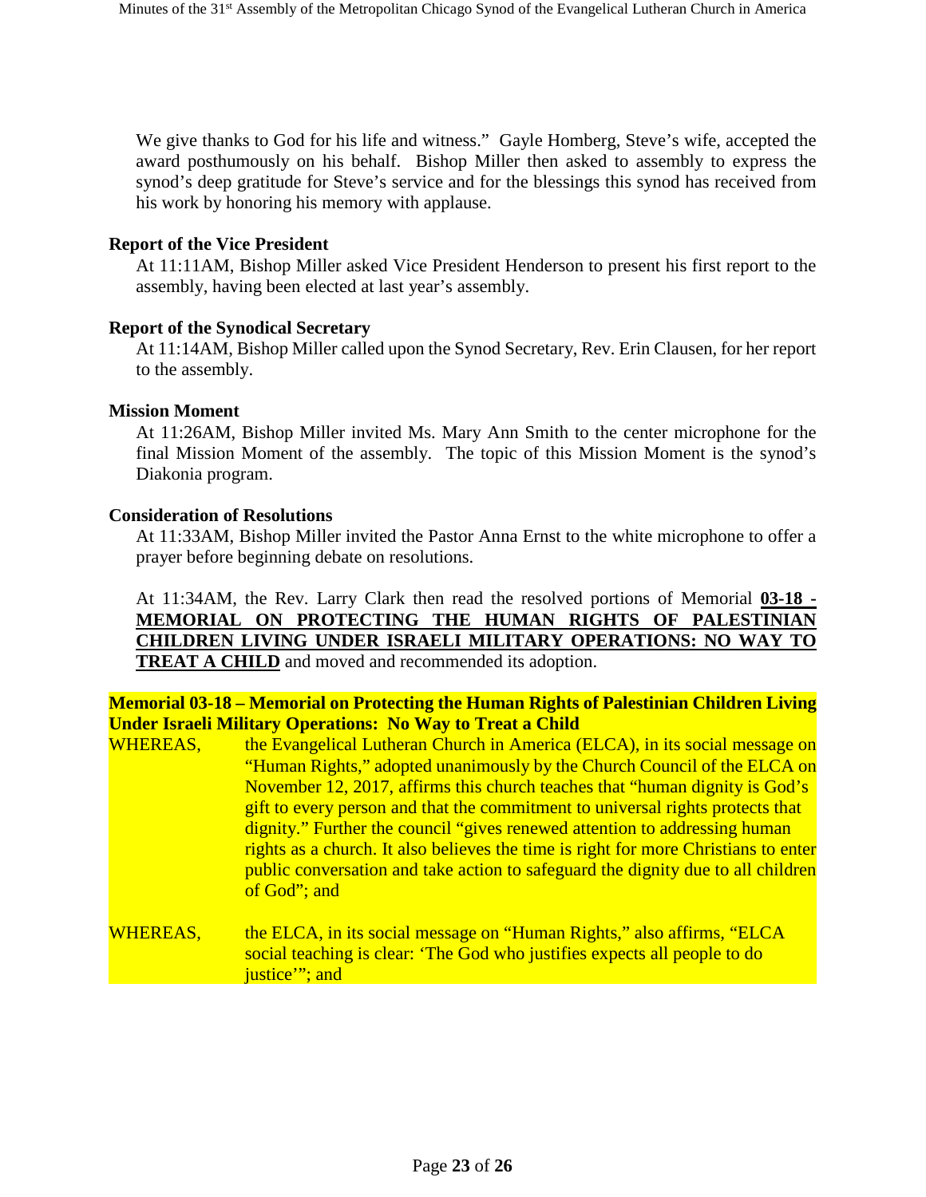We give thanks to God for his life and witness." Gayle Homberg, Steve's wife, accepted the award posthumously on his behalf. Bishop Miller then asked to assembly to express the synod's deep gratitude for Steve's service and for the blessings this synod has received from his work by honoring his memory with applause.

**Report of the Vice President**

At 11:11AM, Bishop Miller asked Vice President Henderson to present his first report to the assembly, having been elected at last year's assembly.

**Report of the Synodical Secretary**

At 11:14AM, Bishop Miller called upon the Synod Secretary, Rev. Erin Clausen, for her report to the assembly.

**Mission Moment**

At 11:26AM, Bishop Miller invited Ms. Mary Ann Smith to the center microphone for the final Mission Moment of the assembly. The topic of this Mission Moment is the synod's Diakonia program.

**Consideration of Resolutions**

At 11:33AM, Bishop Miller invited the Pastor Anna Ernst to the white microphone to offer a prayer before beginning debate on resolutions.

At 11:34AM, the Rev. Larry Clark then read the resolved portions of Memorial **03-18 - MEMORIAL ON PROTECTING THE HUMAN RIGHTS OF PALESTINIAN CHILDREN LIVING UNDER ISRAELI MILITARY OPERATIONS: NO WAY TO TREAT A CHILD** and moved and recommended its adoption.

**Memorial 03-18 – Memorial on Protecting the Human Rights of Palestinian Children Living Under Israeli Military Operations: No Way to Treat a Child**

WHEREAS, the Evangelical Lutheran Church in America (ELCA), in its social message on "Human Rights," adopted unanimously by the Church Council of the ELCA on November 12, 2017, affirms this church teaches that "human dignity is God's gift to every person and that the commitment to universal rights protects that dignity." Further the council "gives renewed attention to addressing human rights as a church. It also believes the time is right for more Christians to enter public conversation and take action to safeguard the dignity due to all children of God"; and

WHEREAS, the ELCA, in its social message on "Human Rights," also affirms, "ELCA social teaching is clear: 'The God who justifies expects all people to do justice'"; and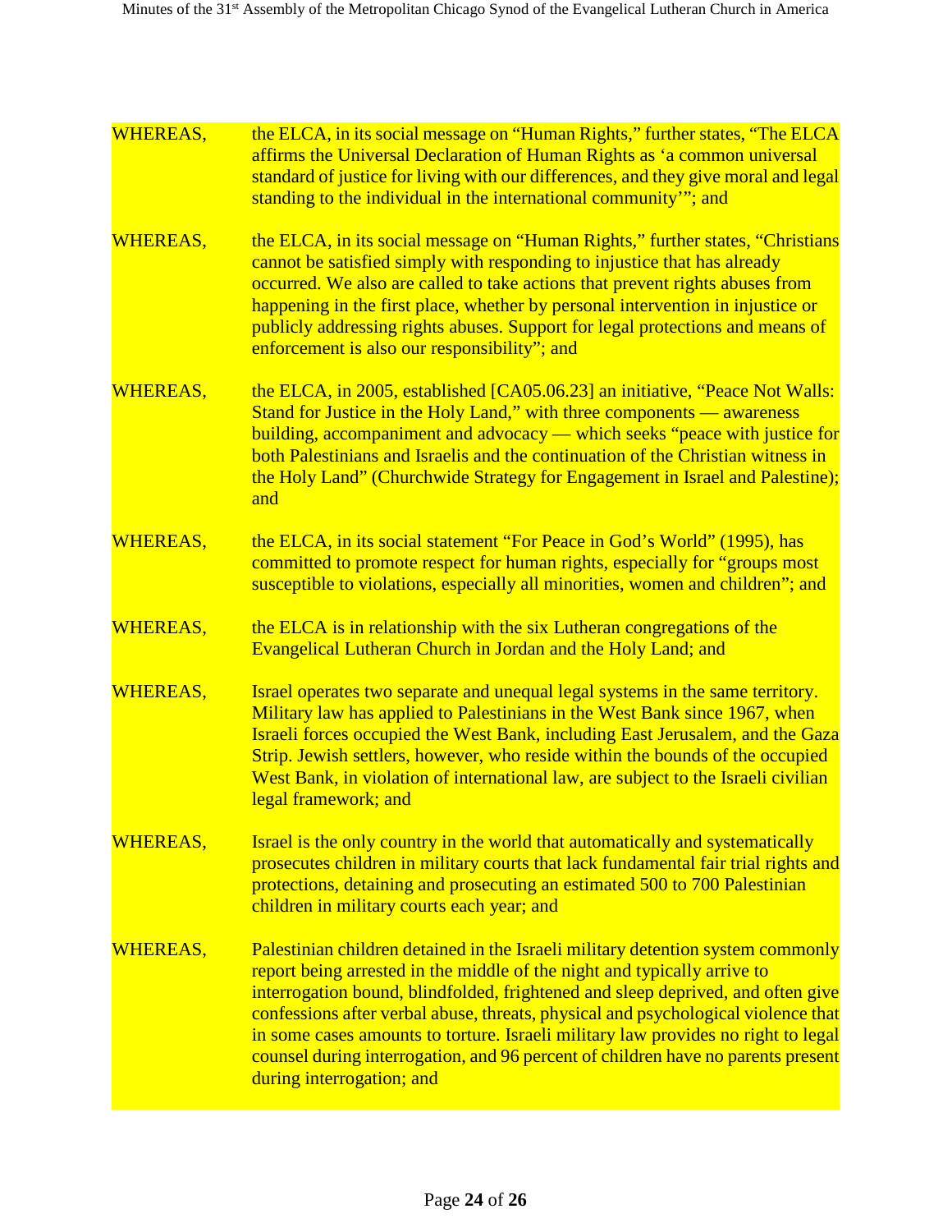WHEREAS, the ELCA, in its social message on "Human Rights," further states, "The ELCA affirms the Universal Declaration of Human Rights as 'a common universal standard of justice for living with our differences, and they give moral and legal standing to the individual in the international community'"; and

WHEREAS, the ELCA, in its social message on "Human Rights," further states, "Christians cannot be satisfied simply with responding to injustice that has already occurred. We also are called to take actions that prevent rights abuses from happening in the first place, whether by personal intervention in injustice or publicly addressing rights abuses. Support for legal protections and means of enforcement is also our responsibility"; and

WHEREAS, the ELCA, in 2005, established [CA05.06.23] an initiative, "Peace Not Walls: Stand for Justice in the Holy Land," with three components — awareness building, accompaniment and advocacy — which seeks "peace with justice for both Palestinians and Israelis and the continuation of the Christian witness in the Holy Land" (Churchwide Strategy for Engagement in Israel and Palestine); and

WHEREAS, the ELCA, in its social statement "For Peace in God's World" (1995), has committed to promote respect for human rights, especially for "groups most susceptible to violations, especially all minorities, women and children"; and

WHEREAS, the ELCA is in relationship with the six Lutheran congregations of the Evangelical Lutheran Church in Jordan and the Holy Land; and

WHEREAS, Israel operates two separate and unequal legal systems in the same territory. Military law has applied to Palestinians in the West Bank since 1967, when Israeli forces occupied the West Bank, including East Jerusalem, and the Gaza Strip. Jewish settlers, however, who reside within the bounds of the occupied West Bank, in violation of international law, are subject to the Israeli civilian legal framework; and

WHEREAS, Israel is the only country in the world that automatically and systematically prosecutes children in military courts that lack fundamental fair trial rights and protections, detaining and prosecuting an estimated 500 to 700 Palestinian children in military courts each year; and

WHEREAS, Palestinian children detained in the Israeli military detention system commonly report being arrested in the middle of the night and typically arrive to interrogation bound, blindfolded, frightened and sleep deprived, and often give confessions after verbal abuse, threats, physical and psychological violence that in some cases amounts to torture. Israeli military law provides no right to legal counsel during interrogation, and 96 percent of children have no parents present during interrogation; and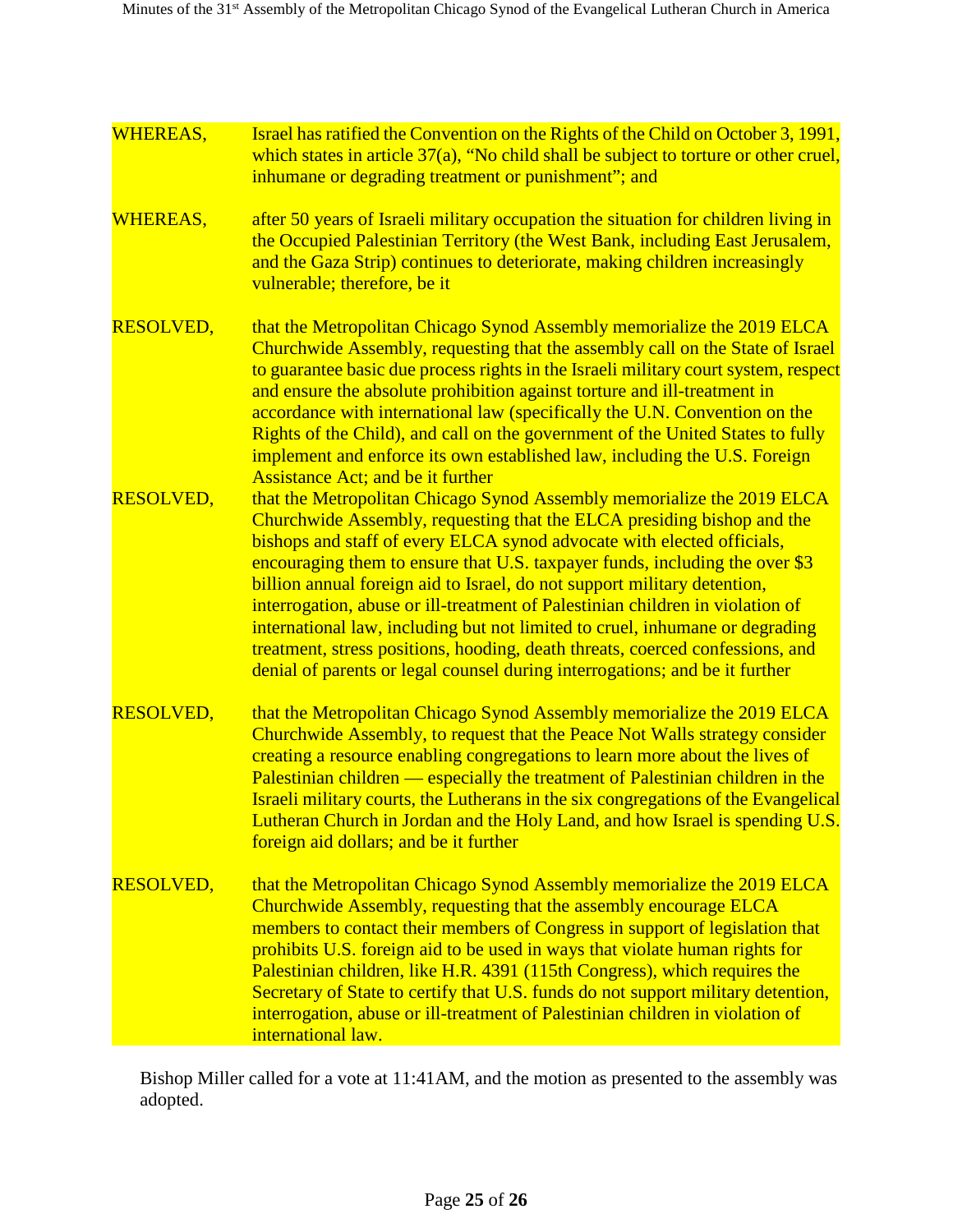WHEREAS, Israel has ratified the Convention on the Rights of the Child on October 3, 1991, which states in article 37(a), "No child shall be subject to torture or other cruel, inhumane or degrading treatment or punishment"; and

WHEREAS, after 50 years of Israeli military occupation the situation for children living in the Occupied Palestinian Territory (the West Bank, including East Jerusalem, and the Gaza Strip) continues to deteriorate, making children increasingly vulnerable; therefore, be it

RESOLVED, that the Metropolitan Chicago Synod Assembly memorialize the 2019 ELCA Churchwide Assembly, requesting that the assembly call on the State of Israel to guarantee basic due process rights in the Israeli military court system, respect and ensure the absolute prohibition against torture and ill-treatment in accordance with international law (specifically the U.N. Convention on the Rights of the Child), and call on the government of the United States to fully implement and enforce its own established law, including the U.S. Foreign Assistance Act; and be it further

RESOLVED, that the Metropolitan Chicago Synod Assembly memorialize the 2019 ELCA Churchwide Assembly, requesting that the ELCA presiding bishop and the bishops and staff of every ELCA synod advocate with elected officials, encouraging them to ensure that U.S. taxpayer funds, including the over $3 billion annual foreign aid to Israel, do not support military detention, interrogation, abuse or ill-treatment of Palestinian children in violation of international law, including but not limited to cruel, inhumane or degrading treatment, stress positions, hooding, death threats, coerced confessions, and denial of parents or legal counsel during interrogations; and be it further

RESOLVED, that the Metropolitan Chicago Synod Assembly memorialize the 2019 ELCA Churchwide Assembly, to request that the Peace Not Walls strategy consider creating a resource enabling congregations to learn more about the lives of Palestinian children — especially the treatment of Palestinian children in the Israeli military courts, the Lutherans in the six congregations of the Evangelical Lutheran Church in Jordan and the Holy Land, and how Israel is spending U.S. foreign aid dollars; and be it further

RESOLVED, that the Metropolitan Chicago Synod Assembly memorialize the 2019 ELCA Churchwide Assembly, requesting that the assembly encourage ELCA members to contact their members of Congress in support of legislation that prohibits U.S. foreign aid to be used in ways that violate human rights for Palestinian children, like H.R. 4391 (115th Congress), which requires the Secretary of State to certify that U.S. funds do not support military detention, interrogation, abuse or ill-treatment of Palestinian children in violation of international law.

Bishop Miller called for a vote at 11:41AM, and the motion as presented to the assembly was adopted.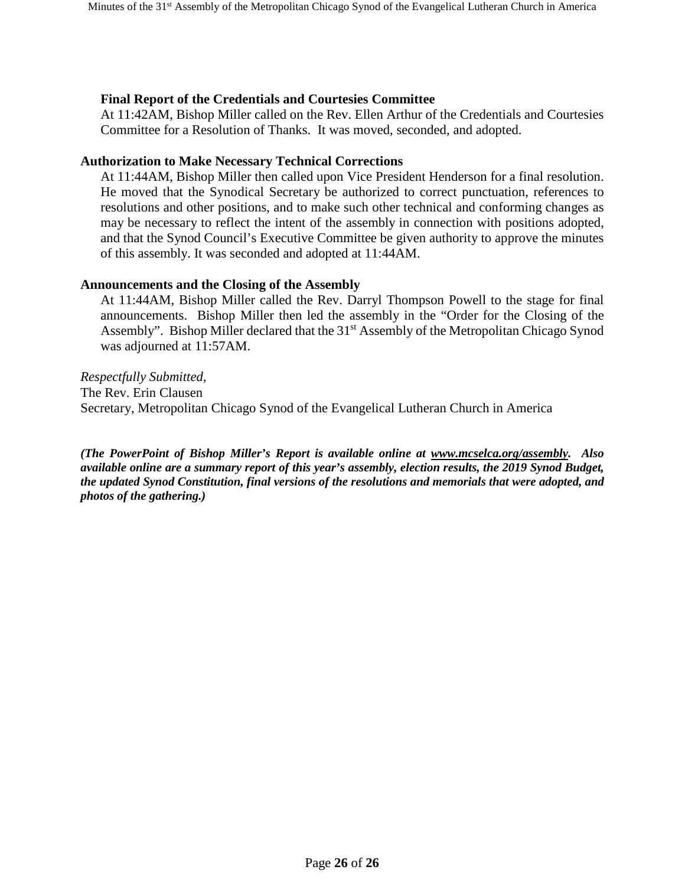**Final Report of the Credentials and Courtesies Committee**

At 11:42AM, Bishop Miller called on the Rev. Ellen Arthur of the Credentials and Courtesies Committee for a Resolution of Thanks. It was moved, seconded, and adopted.

**Authorization to Make Necessary Technical Corrections**

At 11:44AM, Bishop Miller then called upon Vice President Henderson for a final resolution. He moved that the Synodical Secretary be authorized to correct punctuation, references to resolutions and other positions, and to make such other technical and conforming changes as may be necessary to reflect the intent of the assembly in connection with positions adopted, and that the Synod Council's Executive Committee be given authority to approve the minutes of this assembly. It was seconded and adopted at 11:44AM.

**Announcements and the Closing of the Assembly**

At 11:44AM, Bishop Miller called the Rev. Darryl Thompson Powell to the stage for final announcements. Bishop Miller then led the assembly in the "Order for the Closing of the Assembly". Bishop Miller declared that the 31st Assembly of the Metropolitan Chicago Synod was adjourned at 11:57AM.

*Respectfully Submitted,*
The Rev. Erin Clausen
Secretary, Metropolitan Chicago Synod of the Evangelical Lutheran Church in America

***(The PowerPoint of Bishop Miller's Report is available online at www.mcselca.org/assembly. Also available online are a summary report of this year's assembly, election results, the 2019 Synod Budget, the updated Synod Constitution, final versions of the resolutions and memorials that were adopted, and photos of the gathering.)***